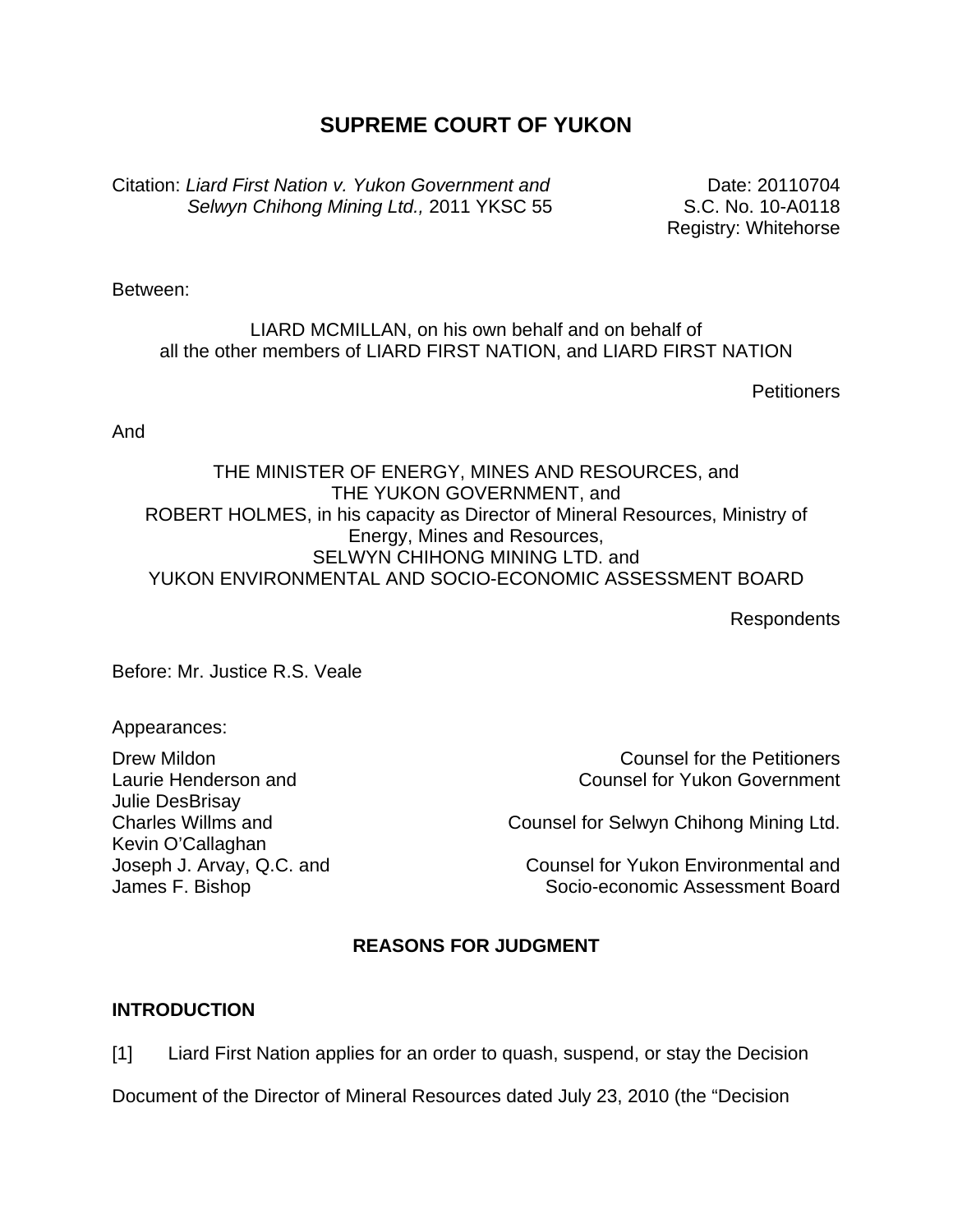# SUPREME COURT OF YUKON

Citation: *Liard First Nation v. Yukon Government and Selwyn Chihong Mining Ltd.,* 2011 YKSC 55

Date: 20110704
S.C. No. 10-A0118
Registry: Whitehorse

Between:

LIARD MCMILLAN, on his own behalf and on behalf of all the other members of LIARD FIRST NATION, and LIARD FIRST NATION

Petitioners

And

THE MINISTER OF ENERGY, MINES AND RESOURCES, and
THE YUKON GOVERNMENT, and
ROBERT HOLMES, in his capacity as Director of Mineral Resources, Ministry of Energy, Mines and Resources,
SELWYN CHIHONG MINING LTD. and
YUKON ENVIRONMENTAL AND SOCIO-ECONOMIC ASSESSMENT BOARD

Respondents

Before: Mr. Justice R.S. Veale

Appearances:

Drew Mildon — Counsel for the Petitioners
Laurie Henderson and Julie DesBrisay — Counsel for Yukon Government
Charles Willms and Kevin O'Callaghan — Counsel for Selwyn Chihong Mining Ltd.
Joseph J. Arvay, Q.C. and James F. Bishop — Counsel for Yukon Environmental and Socio-economic Assessment Board

## REASONS FOR JUDGMENT

### INTRODUCTION

[1] Liard First Nation applies for an order to quash, suspend, or stay the Decision Document of the Director of Mineral Resources dated July 23, 2010 (the "Decision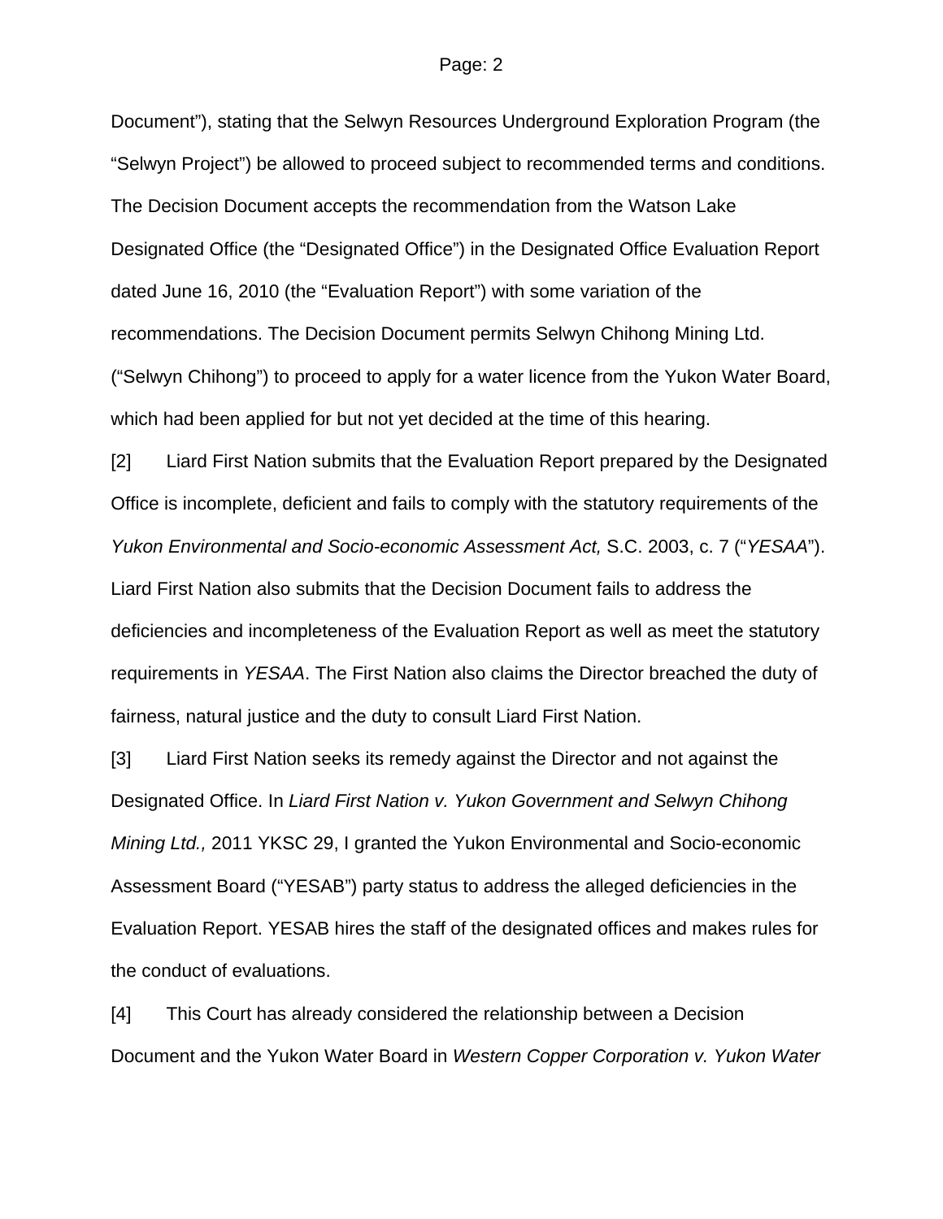Document”), stating that the Selwyn Resources Underground Exploration Program (the “Selwyn Project”) be allowed to proceed subject to recommended terms and conditions. The Decision Document accepts the recommendation from the Watson Lake Designated Office (the “Designated Office”) in the Designated Office Evaluation Report dated June 16, 2010 (the “Evaluation Report”) with some variation of the recommendations. The Decision Document permits Selwyn Chihong Mining Ltd. (“Selwyn Chihong”) to proceed to apply for a water licence from the Yukon Water Board, which had been applied for but not yet decided at the time of this hearing.

[2] Liard First Nation submits that the Evaluation Report prepared by the Designated Office is incomplete, deficient and fails to comply with the statutory requirements of the *Yukon Environmental and Socio-economic Assessment Act,* S.C. 2003, c. 7 (“*YESAA*”). Liard First Nation also submits that the Decision Document fails to address the deficiencies and incompleteness of the Evaluation Report as well as meet the statutory requirements in *YESAA*. The First Nation also claims the Director breached the duty of fairness, natural justice and the duty to consult Liard First Nation.

[3] Liard First Nation seeks its remedy against the Director and not against the Designated Office. In *Liard First Nation v. Yukon Government and Selwyn Chihong Mining Ltd.,* 2011 YKSC 29, I granted the Yukon Environmental and Socio-economic Assessment Board (“YESAB”) party status to address the alleged deficiencies in the Evaluation Report. YESAB hires the staff of the designated offices and makes rules for the conduct of evaluations.

[4] This Court has already considered the relationship between a Decision Document and the Yukon Water Board in *Western Copper Corporation v. Yukon Water*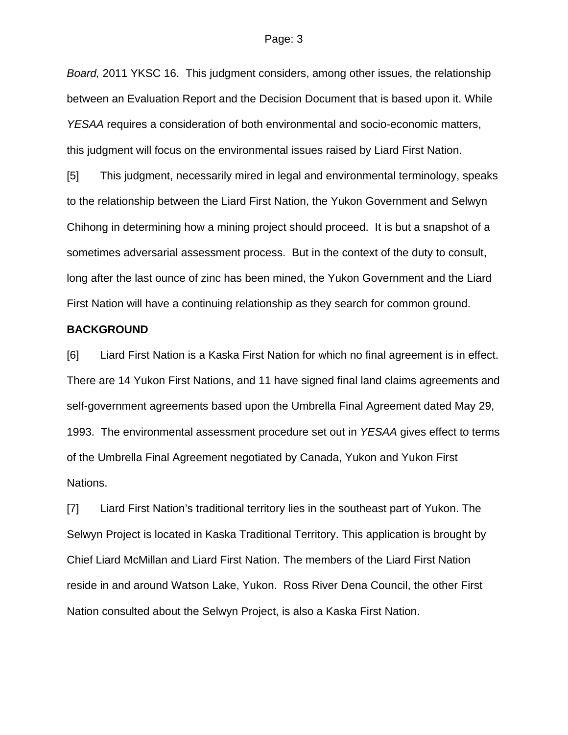*Board,* 2011 YKSC 16. This judgment considers, among other issues, the relationship between an Evaluation Report and the Decision Document that is based upon it. While *YESAA* requires a consideration of both environmental and socio-economic matters, this judgment will focus on the environmental issues raised by Liard First Nation.

[5] This judgment, necessarily mired in legal and environmental terminology, speaks to the relationship between the Liard First Nation, the Yukon Government and Selwyn Chihong in determining how a mining project should proceed. It is but a snapshot of a sometimes adversarial assessment process. But in the context of the duty to consult, long after the last ounce of zinc has been mined, the Yukon Government and the Liard First Nation will have a continuing relationship as they search for common ground.

**BACKGROUND**

[6] Liard First Nation is a Kaska First Nation for which no final agreement is in effect. There are 14 Yukon First Nations, and 11 have signed final land claims agreements and self-government agreements based upon the Umbrella Final Agreement dated May 29, 1993. The environmental assessment procedure set out in *YESAA* gives effect to terms of the Umbrella Final Agreement negotiated by Canada, Yukon and Yukon First Nations.

[7] Liard First Nation's traditional territory lies in the southeast part of Yukon. The Selwyn Project is located in Kaska Traditional Territory. This application is brought by Chief Liard McMillan and Liard First Nation. The members of the Liard First Nation reside in and around Watson Lake, Yukon. Ross River Dena Council, the other First Nation consulted about the Selwyn Project, is also a Kaska First Nation.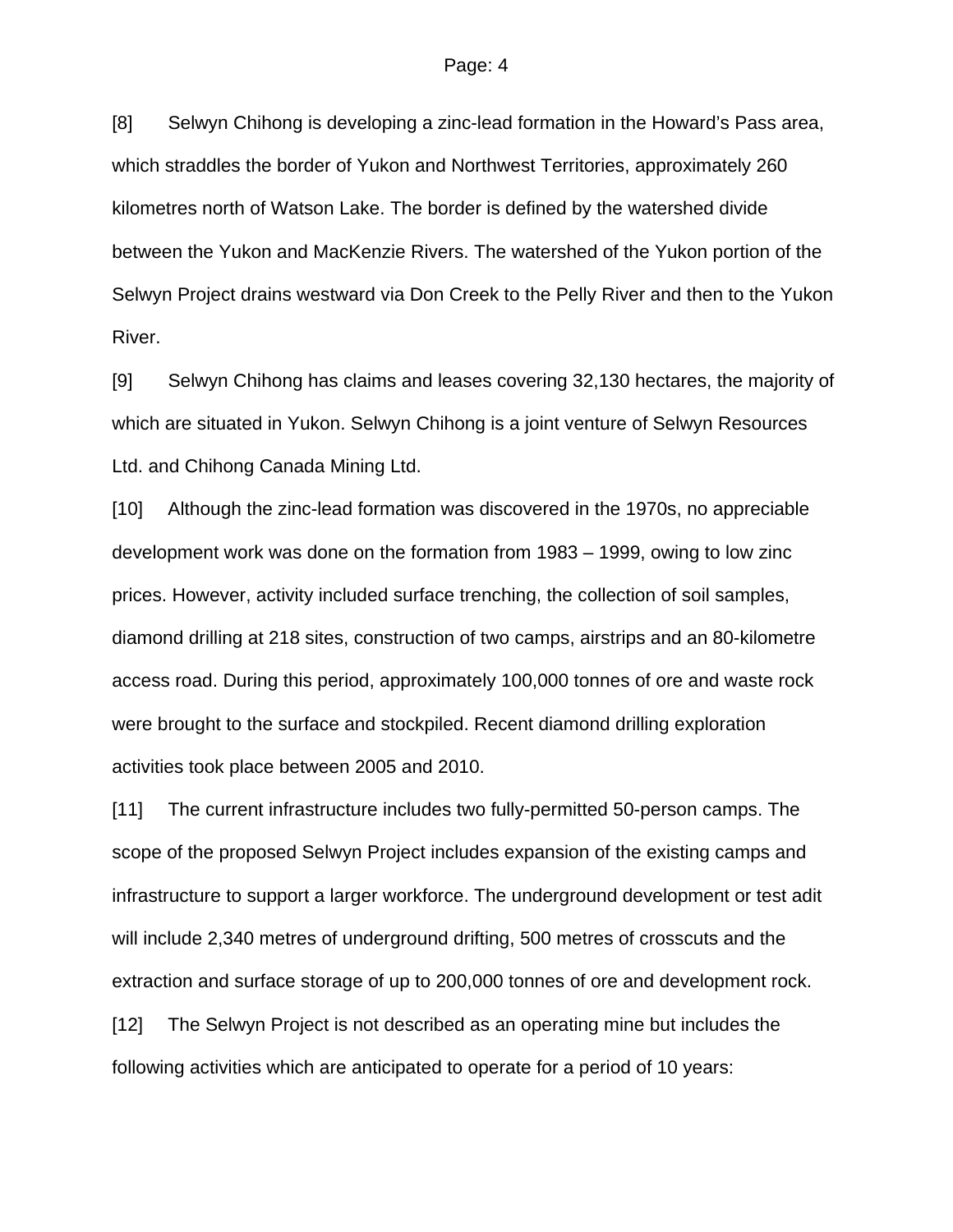[8] Selwyn Chihong is developing a zinc-lead formation in the Howard's Pass area, which straddles the border of Yukon and Northwest Territories, approximately 260 kilometres north of Watson Lake. The border is defined by the watershed divide between the Yukon and MacKenzie Rivers. The watershed of the Yukon portion of the Selwyn Project drains westward via Don Creek to the Pelly River and then to the Yukon River.

[9] Selwyn Chihong has claims and leases covering 32,130 hectares, the majority of which are situated in Yukon. Selwyn Chihong is a joint venture of Selwyn Resources Ltd. and Chihong Canada Mining Ltd.

[10] Although the zinc-lead formation was discovered in the 1970s, no appreciable development work was done on the formation from 1983 – 1999, owing to low zinc prices. However, activity included surface trenching, the collection of soil samples, diamond drilling at 218 sites, construction of two camps, airstrips and an 80-kilometre access road. During this period, approximately 100,000 tonnes of ore and waste rock were brought to the surface and stockpiled. Recent diamond drilling exploration activities took place between 2005 and 2010.

[11] The current infrastructure includes two fully-permitted 50-person camps. The scope of the proposed Selwyn Project includes expansion of the existing camps and infrastructure to support a larger workforce. The underground development or test adit will include 2,340 metres of underground drifting, 500 metres of crosscuts and the extraction and surface storage of up to 200,000 tonnes of ore and development rock.

[12] The Selwyn Project is not described as an operating mine but includes the following activities which are anticipated to operate for a period of 10 years: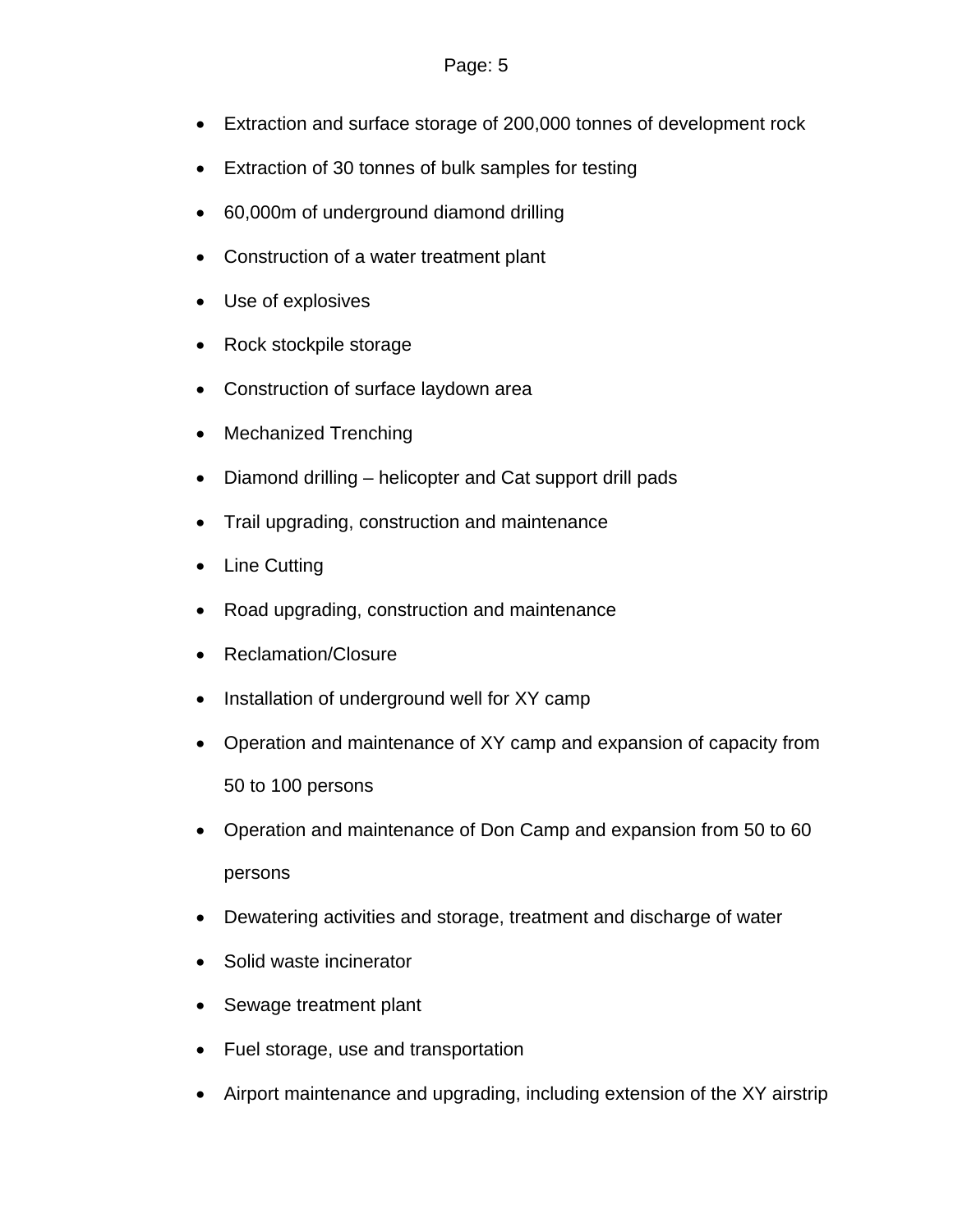- Extraction and surface storage of 200,000 tonnes of development rock
- Extraction of 30 tonnes of bulk samples for testing
- 60,000m of underground diamond drilling
- Construction of a water treatment plant
- Use of explosives
- Rock stockpile storage
- Construction of surface laydown area
- Mechanized Trenching
- Diamond drilling – helicopter and Cat support drill pads
- Trail upgrading, construction and maintenance
- Line Cutting
- Road upgrading, construction and maintenance
- Reclamation/Closure
- Installation of underground well for XY camp
- Operation and maintenance of XY camp and expansion of capacity from 50 to 100 persons
- Operation and maintenance of Don Camp and expansion from 50 to 60 persons
- Dewatering activities and storage, treatment and discharge of water
- Solid waste incinerator
- Sewage treatment plant
- Fuel storage, use and transportation
- Airport maintenance and upgrading, including extension of the XY airstrip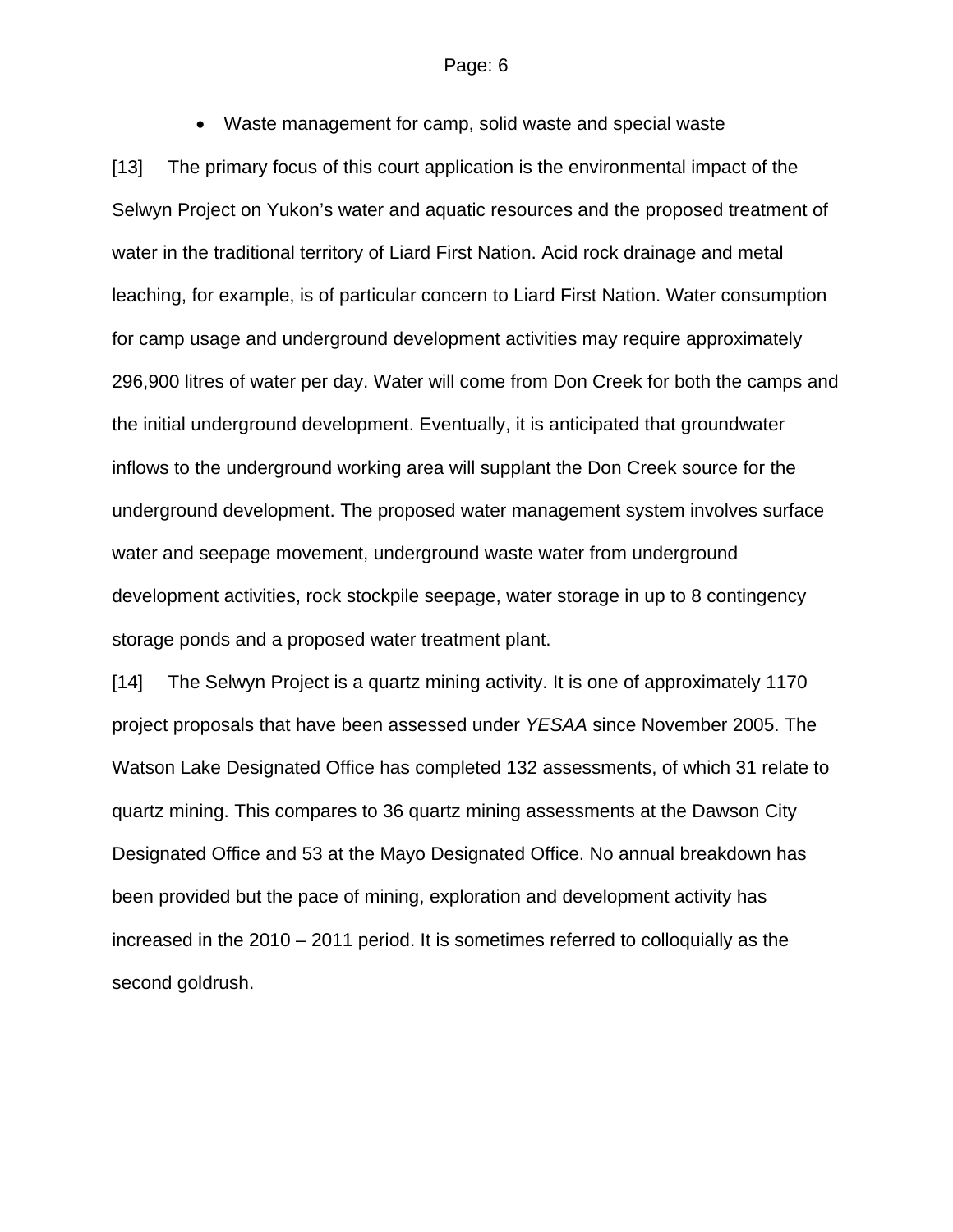- Waste management for camp, solid waste and special waste

[13] The primary focus of this court application is the environmental impact of the Selwyn Project on Yukon's water and aquatic resources and the proposed treatment of water in the traditional territory of Liard First Nation. Acid rock drainage and metal leaching, for example, is of particular concern to Liard First Nation. Water consumption for camp usage and underground development activities may require approximately 296,900 litres of water per day. Water will come from Don Creek for both the camps and the initial underground development. Eventually, it is anticipated that groundwater inflows to the underground working area will supplant the Don Creek source for the underground development. The proposed water management system involves surface water and seepage movement, underground waste water from underground development activities, rock stockpile seepage, water storage in up to 8 contingency storage ponds and a proposed water treatment plant.

[14] The Selwyn Project is a quartz mining activity. It is one of approximately 1170 project proposals that have been assessed under *YESAA* since November 2005. The Watson Lake Designated Office has completed 132 assessments, of which 31 relate to quartz mining. This compares to 36 quartz mining assessments at the Dawson City Designated Office and 53 at the Mayo Designated Office. No annual breakdown has been provided but the pace of mining, exploration and development activity has increased in the 2010 – 2011 period. It is sometimes referred to colloquially as the second goldrush.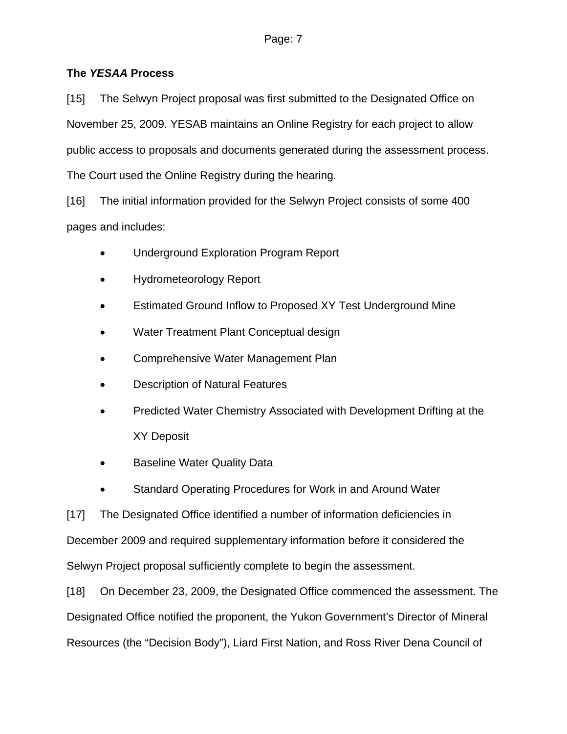## The *YESAA* Process

[15] The Selwyn Project proposal was first submitted to the Designated Office on November 25, 2009. YESAB maintains an Online Registry for each project to allow public access to proposals and documents generated during the assessment process. The Court used the Online Registry during the hearing.

[16] The initial information provided for the Selwyn Project consists of some 400 pages and includes:

- Underground Exploration Program Report
- Hydrometeorology Report
- Estimated Ground Inflow to Proposed XY Test Underground Mine
- Water Treatment Plant Conceptual design
- Comprehensive Water Management Plan
- Description of Natural Features
- Predicted Water Chemistry Associated with Development Drifting at the XY Deposit
- Baseline Water Quality Data
- Standard Operating Procedures for Work in and Around Water

[17] The Designated Office identified a number of information deficiencies in December 2009 and required supplementary information before it considered the Selwyn Project proposal sufficiently complete to begin the assessment.

[18] On December 23, 2009, the Designated Office commenced the assessment. The Designated Office notified the proponent, the Yukon Government's Director of Mineral Resources (the "Decision Body"), Liard First Nation, and Ross River Dena Council of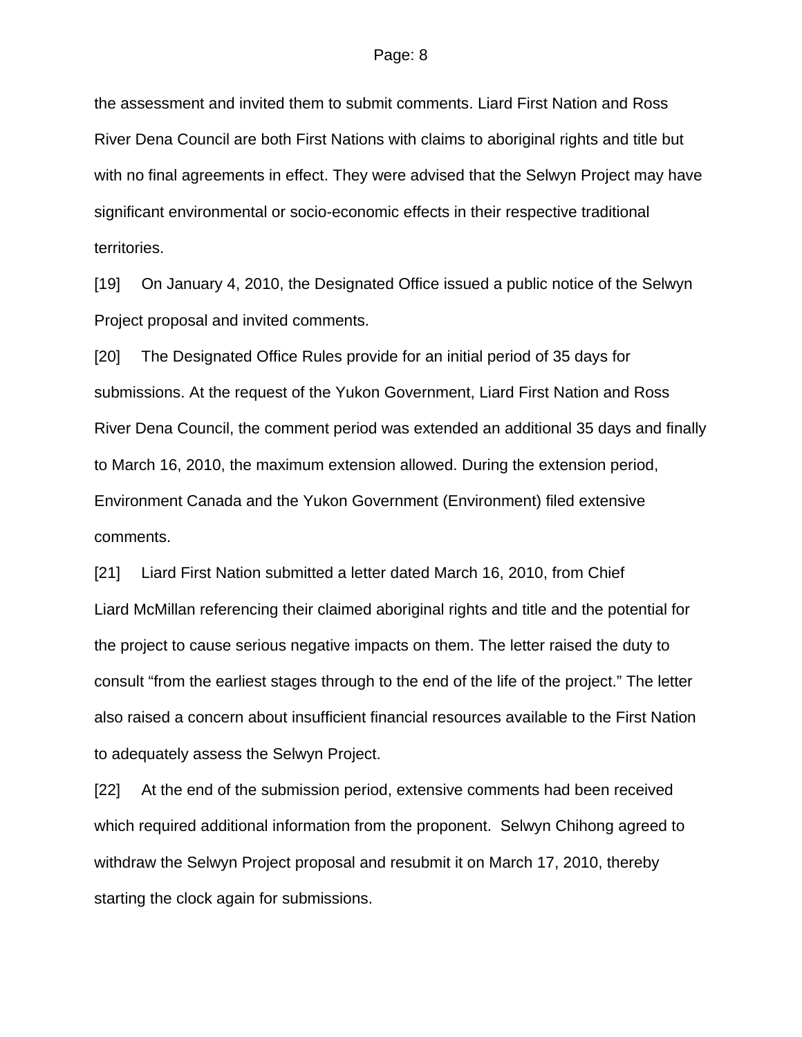the assessment and invited them to submit comments. Liard First Nation and Ross River Dena Council are both First Nations with claims to aboriginal rights and title but with no final agreements in effect. They were advised that the Selwyn Project may have significant environmental or socio-economic effects in their respective traditional territories.

[19] On January 4, 2010, the Designated Office issued a public notice of the Selwyn Project proposal and invited comments.

[20] The Designated Office Rules provide for an initial period of 35 days for submissions. At the request of the Yukon Government, Liard First Nation and Ross River Dena Council, the comment period was extended an additional 35 days and finally to March 16, 2010, the maximum extension allowed. During the extension period, Environment Canada and the Yukon Government (Environment) filed extensive comments.

[21] Liard First Nation submitted a letter dated March 16, 2010, from Chief Liard McMillan referencing their claimed aboriginal rights and title and the potential for the project to cause serious negative impacts on them. The letter raised the duty to consult "from the earliest stages through to the end of the life of the project." The letter also raised a concern about insufficient financial resources available to the First Nation to adequately assess the Selwyn Project.

[22] At the end of the submission period, extensive comments had been received which required additional information from the proponent. Selwyn Chihong agreed to withdraw the Selwyn Project proposal and resubmit it on March 17, 2010, thereby starting the clock again for submissions.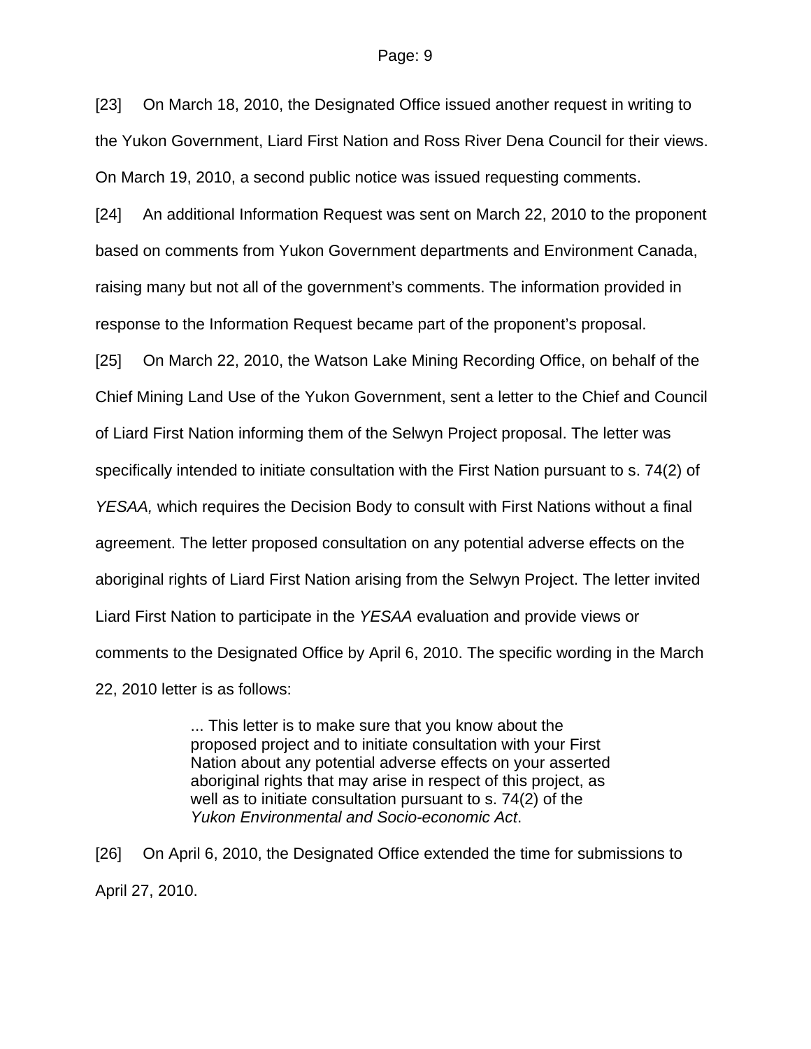[23] On March 18, 2010, the Designated Office issued another request in writing to the Yukon Government, Liard First Nation and Ross River Dena Council for their views. On March 19, 2010, a second public notice was issued requesting comments.

[24] An additional Information Request was sent on March 22, 2010 to the proponent based on comments from Yukon Government departments and Environment Canada, raising many but not all of the government's comments. The information provided in response to the Information Request became part of the proponent's proposal.

[25] On March 22, 2010, the Watson Lake Mining Recording Office, on behalf of the Chief Mining Land Use of the Yukon Government, sent a letter to the Chief and Council of Liard First Nation informing them of the Selwyn Project proposal. The letter was specifically intended to initiate consultation with the First Nation pursuant to s. 74(2) of *YESAA,* which requires the Decision Body to consult with First Nations without a final agreement. The letter proposed consultation on any potential adverse effects on the aboriginal rights of Liard First Nation arising from the Selwyn Project. The letter invited Liard First Nation to participate in the *YESAA* evaluation and provide views or comments to the Designated Office by April 6, 2010. The specific wording in the March 22, 2010 letter is as follows:

> ... This letter is to make sure that you know about the proposed project and to initiate consultation with your First Nation about any potential adverse effects on your asserted aboriginal rights that may arise in respect of this project, as well as to initiate consultation pursuant to s. 74(2) of the *Yukon Environmental and Socio-economic Act*.

[26] On April 6, 2010, the Designated Office extended the time for submissions to April 27, 2010.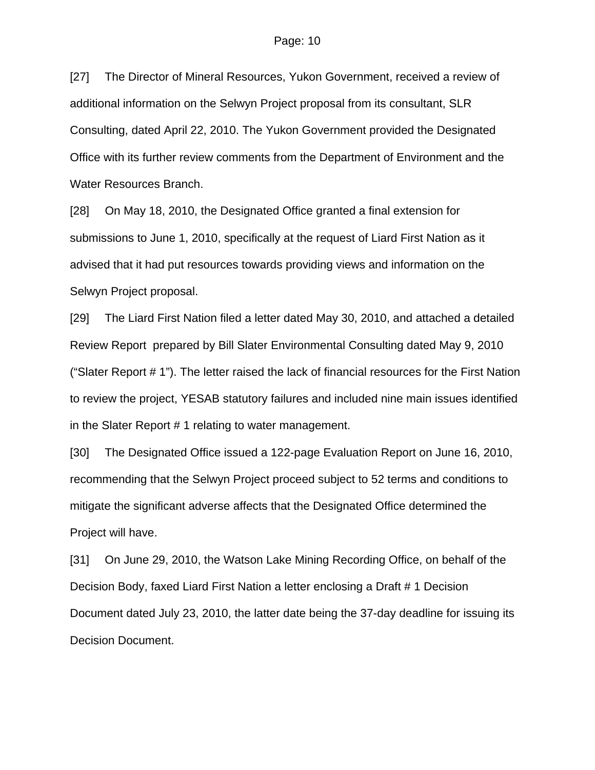[27] The Director of Mineral Resources, Yukon Government, received a review of additional information on the Selwyn Project proposal from its consultant, SLR Consulting, dated April 22, 2010. The Yukon Government provided the Designated Office with its further review comments from the Department of Environment and the Water Resources Branch.

[28] On May 18, 2010, the Designated Office granted a final extension for submissions to June 1, 2010, specifically at the request of Liard First Nation as it advised that it had put resources towards providing views and information on the Selwyn Project proposal.

[29] The Liard First Nation filed a letter dated May 30, 2010, and attached a detailed Review Report prepared by Bill Slater Environmental Consulting dated May 9, 2010 ("Slater Report # 1"). The letter raised the lack of financial resources for the First Nation to review the project, YESAB statutory failures and included nine main issues identified in the Slater Report # 1 relating to water management.

[30] The Designated Office issued a 122-page Evaluation Report on June 16, 2010, recommending that the Selwyn Project proceed subject to 52 terms and conditions to mitigate the significant adverse affects that the Designated Office determined the Project will have.

[31] On June 29, 2010, the Watson Lake Mining Recording Office, on behalf of the Decision Body, faxed Liard First Nation a letter enclosing a Draft # 1 Decision Document dated July 23, 2010, the latter date being the 37-day deadline for issuing its Decision Document.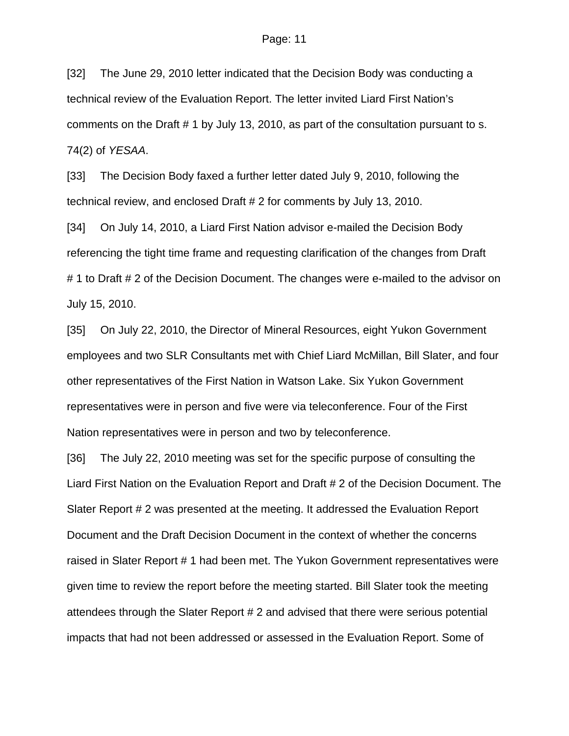[32] The June 29, 2010 letter indicated that the Decision Body was conducting a technical review of the Evaluation Report. The letter invited Liard First Nation's comments on the Draft # 1 by July 13, 2010, as part of the consultation pursuant to s. 74(2) of *YESAA*.

[33] The Decision Body faxed a further letter dated July 9, 2010, following the technical review, and enclosed Draft # 2 for comments by July 13, 2010.

[34] On July 14, 2010, a Liard First Nation advisor e-mailed the Decision Body referencing the tight time frame and requesting clarification of the changes from Draft # 1 to Draft # 2 of the Decision Document. The changes were e-mailed to the advisor on July 15, 2010.

[35] On July 22, 2010, the Director of Mineral Resources, eight Yukon Government employees and two SLR Consultants met with Chief Liard McMillan, Bill Slater, and four other representatives of the First Nation in Watson Lake. Six Yukon Government representatives were in person and five were via teleconference. Four of the First Nation representatives were in person and two by teleconference.

[36] The July 22, 2010 meeting was set for the specific purpose of consulting the Liard First Nation on the Evaluation Report and Draft # 2 of the Decision Document. The Slater Report # 2 was presented at the meeting. It addressed the Evaluation Report Document and the Draft Decision Document in the context of whether the concerns raised in Slater Report # 1 had been met. The Yukon Government representatives were given time to review the report before the meeting started. Bill Slater took the meeting attendees through the Slater Report # 2 and advised that there were serious potential impacts that had not been addressed or assessed in the Evaluation Report. Some of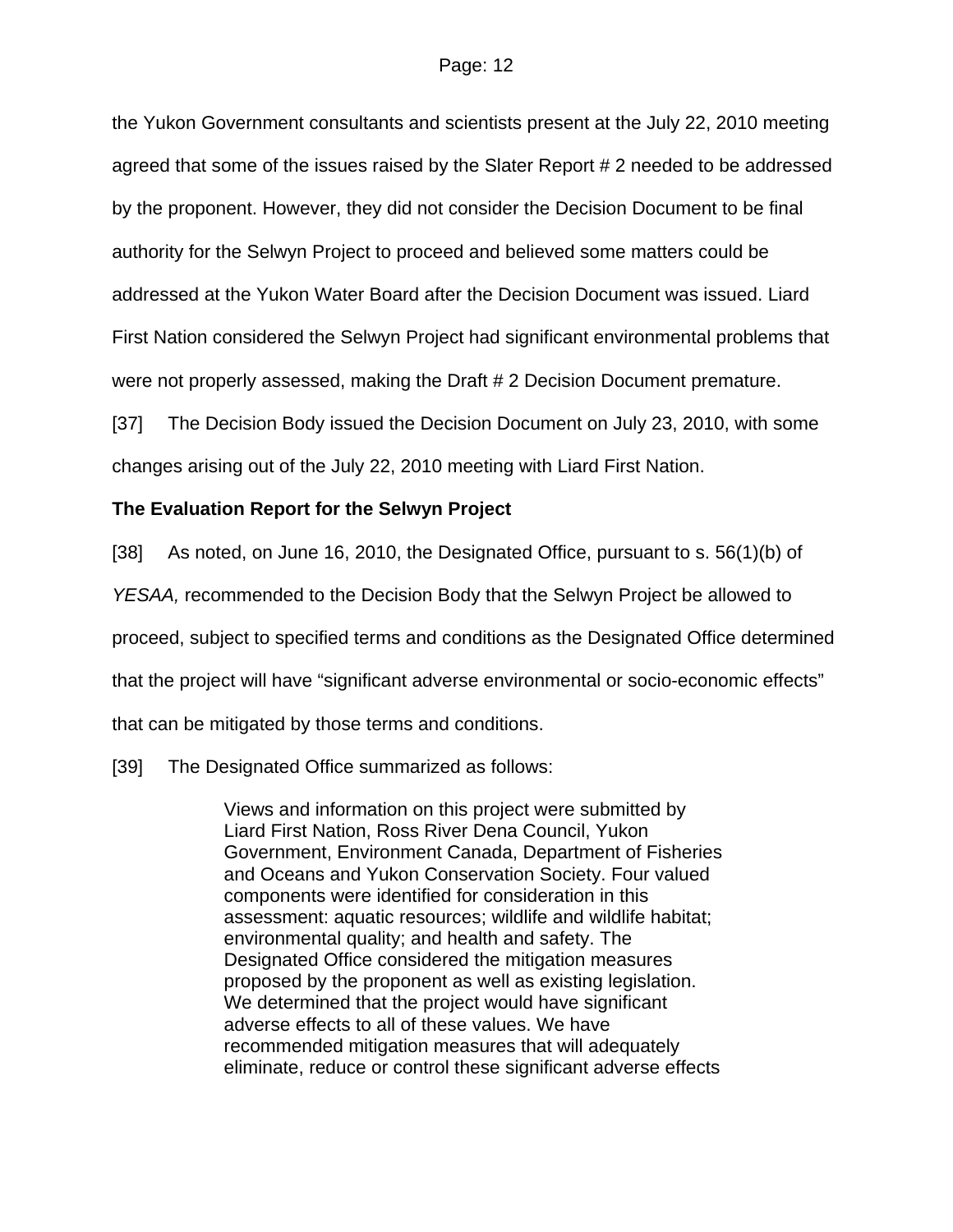the Yukon Government consultants and scientists present at the July 22, 2010 meeting agreed that some of the issues raised by the Slater Report # 2 needed to be addressed by the proponent. However, they did not consider the Decision Document to be final authority for the Selwyn Project to proceed and believed some matters could be addressed at the Yukon Water Board after the Decision Document was issued. Liard First Nation considered the Selwyn Project had significant environmental problems that were not properly assessed, making the Draft # 2 Decision Document premature.

[37] The Decision Body issued the Decision Document on July 23, 2010, with some changes arising out of the July 22, 2010 meeting with Liard First Nation.

**The Evaluation Report for the Selwyn Project**

[38] As noted, on June 16, 2010, the Designated Office, pursuant to s. 56(1)(b) of *YESAA,* recommended to the Decision Body that the Selwyn Project be allowed to proceed, subject to specified terms and conditions as the Designated Office determined that the project will have "significant adverse environmental or socio-economic effects" that can be mitigated by those terms and conditions.

[39] The Designated Office summarized as follows:

> Views and information on this project were submitted by Liard First Nation, Ross River Dena Council, Yukon Government, Environment Canada, Department of Fisheries and Oceans and Yukon Conservation Society. Four valued components were identified for consideration in this assessment: aquatic resources; wildlife and wildlife habitat; environmental quality; and health and safety. The Designated Office considered the mitigation measures proposed by the proponent as well as existing legislation. We determined that the project would have significant adverse effects to all of these values. We have recommended mitigation measures that will adequately eliminate, reduce or control these significant adverse effects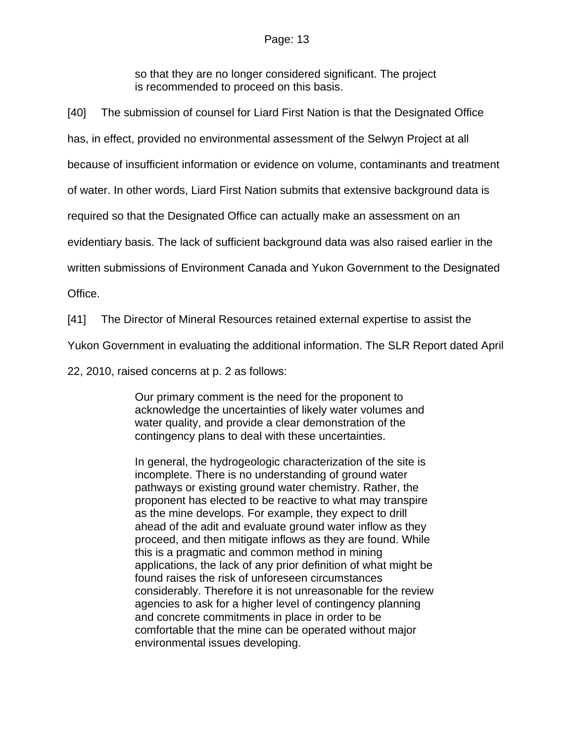> so that they are no longer considered significant. The project is recommended to proceed on this basis.

[40] The submission of counsel for Liard First Nation is that the Designated Office has, in effect, provided no environmental assessment of the Selwyn Project at all because of insufficient information or evidence on volume, contaminants and treatment of water. In other words, Liard First Nation submits that extensive background data is required so that the Designated Office can actually make an assessment on an evidentiary basis. The lack of sufficient background data was also raised earlier in the written submissions of Environment Canada and Yukon Government to the Designated Office.

[41] The Director of Mineral Resources retained external expertise to assist the Yukon Government in evaluating the additional information. The SLR Report dated April 22, 2010, raised concerns at p. 2 as follows:

> Our primary comment is the need for the proponent to acknowledge the uncertainties of likely water volumes and water quality, and provide a clear demonstration of the contingency plans to deal with these uncertainties.
>
> In general, the hydrogeologic characterization of the site is incomplete. There is no understanding of ground water pathways or existing ground water chemistry. Rather, the proponent has elected to be reactive to what may transpire as the mine develops. For example, they expect to drill ahead of the adit and evaluate ground water inflow as they proceed, and then mitigate inflows as they are found. While this is a pragmatic and common method in mining applications, the lack of any prior definition of what might be found raises the risk of unforeseen circumstances considerably. Therefore it is not unreasonable for the review agencies to ask for a higher level of contingency planning and concrete commitments in place in order to be comfortable that the mine can be operated without major environmental issues developing.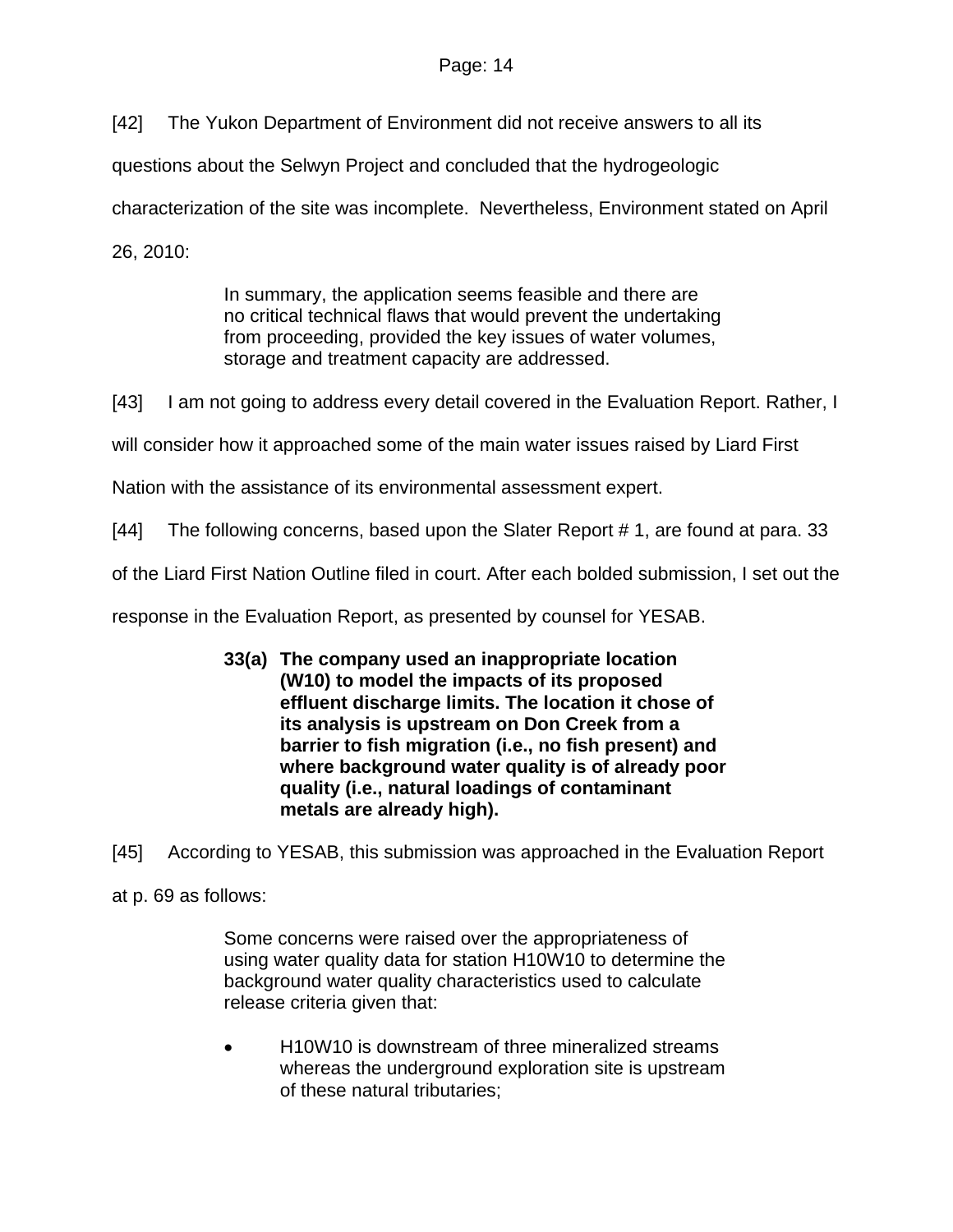[42] The Yukon Department of Environment did not receive answers to all its questions about the Selwyn Project and concluded that the hydrogeologic characterization of the site was incomplete. Nevertheless, Environment stated on April 26, 2010:

> In summary, the application seems feasible and there are no critical technical flaws that would prevent the undertaking from proceeding, provided the key issues of water volumes, storage and treatment capacity are addressed.

[43] I am not going to address every detail covered in the Evaluation Report. Rather, I will consider how it approached some of the main water issues raised by Liard First Nation with the assistance of its environmental assessment expert.

[44] The following concerns, based upon the Slater Report # 1, are found at para. 33 of the Liard First Nation Outline filed in court. After each bolded submission, I set out the response in the Evaluation Report, as presented by counsel for YESAB.

> **33(a) The company used an inappropriate location (W10) to model the impacts of its proposed effluent discharge limits. The location it chose of its analysis is upstream on Don Creek from a barrier to fish migration (i.e., no fish present) and where background water quality is of already poor quality (i.e., natural loadings of contaminant metals are already high).**

[45] According to YESAB, this submission was approached in the Evaluation Report at p. 69 as follows:

> Some concerns were raised over the appropriateness of using water quality data for station H10W10 to determine the background water quality characteristics used to calculate release criteria given that:
>
> - H10W10 is downstream of three mineralized streams whereas the underground exploration site is upstream of these natural tributaries;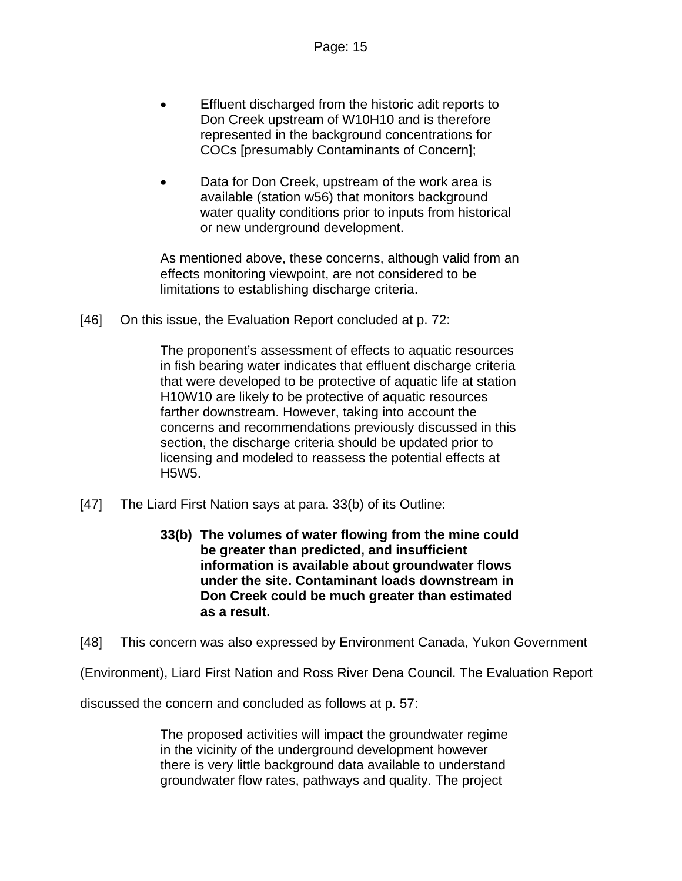- Effluent discharged from the historic adit reports to Don Creek upstream of W10H10 and is therefore represented in the background concentrations for COCs [presumably Contaminants of Concern];

- Data for Don Creek, upstream of the work area is available (station w56) that monitors background water quality conditions prior to inputs from historical or new underground development.

> As mentioned above, these concerns, although valid from an effects monitoring viewpoint, are not considered to be limitations to establishing discharge criteria.

[46] On this issue, the Evaluation Report concluded at p. 72:

> The proponent’s assessment of effects to aquatic resources in fish bearing water indicates that effluent discharge criteria that were developed to be protective of aquatic life at station H10W10 are likely to be protective of aquatic resources farther downstream. However, taking into account the concerns and recommendations previously discussed in this section, the discharge criteria should be updated prior to licensing and modeled to reassess the potential effects at H5W5.

[47] The Liard First Nation says at para. 33(b) of its Outline:

> **33(b) The volumes of water flowing from the mine could be greater than predicted, and insufficient information is available about groundwater flows under the site. Contaminant loads downstream in Don Creek could be much greater than estimated as a result.**

[48] This concern was also expressed by Environment Canada, Yukon Government (Environment), Liard First Nation and Ross River Dena Council. The Evaluation Report discussed the concern and concluded as follows at p. 57:

> The proposed activities will impact the groundwater regime in the vicinity of the underground development however there is very little background data available to understand groundwater flow rates, pathways and quality. The project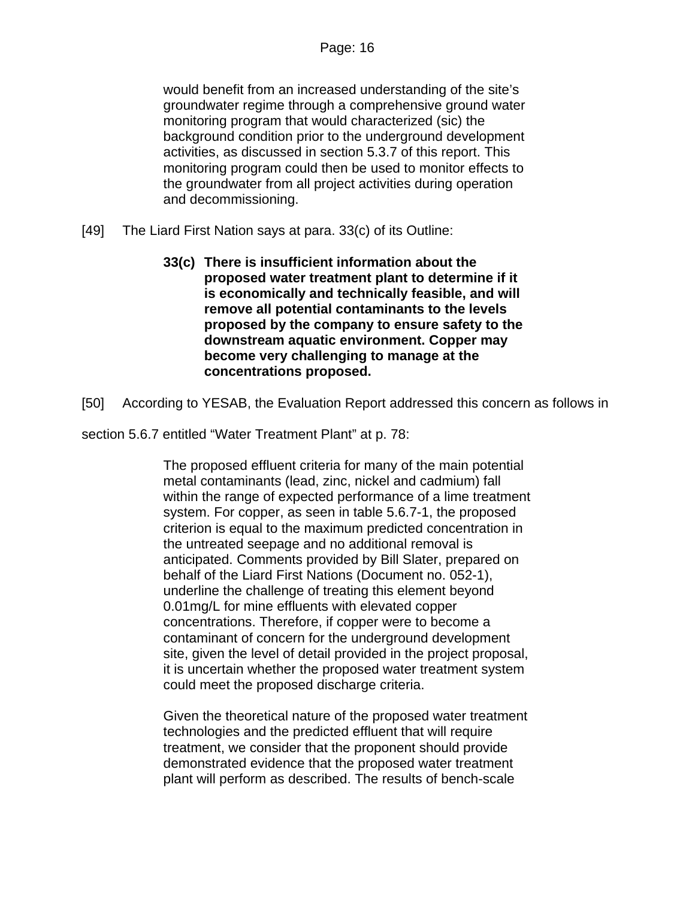> would benefit from an increased understanding of the site's groundwater regime through a comprehensive ground water monitoring program that would characterized (sic) the background condition prior to the underground development activities, as discussed in section 5.3.7 of this report. This monitoring program could then be used to monitor effects to the groundwater from all project activities during operation and decommissioning.

[49] The Liard First Nation says at para. 33(c) of its Outline:

> **33(c) There is insufficient information about the proposed water treatment plant to determine if it is economically and technically feasible, and will remove all potential contaminants to the levels proposed by the company to ensure safety to the downstream aquatic environment. Copper may become very challenging to manage at the concentrations proposed.**

[50] According to YESAB, the Evaluation Report addressed this concern as follows in section 5.6.7 entitled "Water Treatment Plant" at p. 78:

> The proposed effluent criteria for many of the main potential metal contaminants (lead, zinc, nickel and cadmium) fall within the range of expected performance of a lime treatment system. For copper, as seen in table 5.6.7-1, the proposed criterion is equal to the maximum predicted concentration in the untreated seepage and no additional removal is anticipated. Comments provided by Bill Slater, prepared on behalf of the Liard First Nations (Document no. 052-1), underline the challenge of treating this element beyond 0.01mg/L for mine effluents with elevated copper concentrations. Therefore, if copper were to become a contaminant of concern for the underground development site, given the level of detail provided in the project proposal, it is uncertain whether the proposed water treatment system could meet the proposed discharge criteria.
>
> Given the theoretical nature of the proposed water treatment technologies and the predicted effluent that will require treatment, we consider that the proponent should provide demonstrated evidence that the proposed water treatment plant will perform as described. The results of bench-scale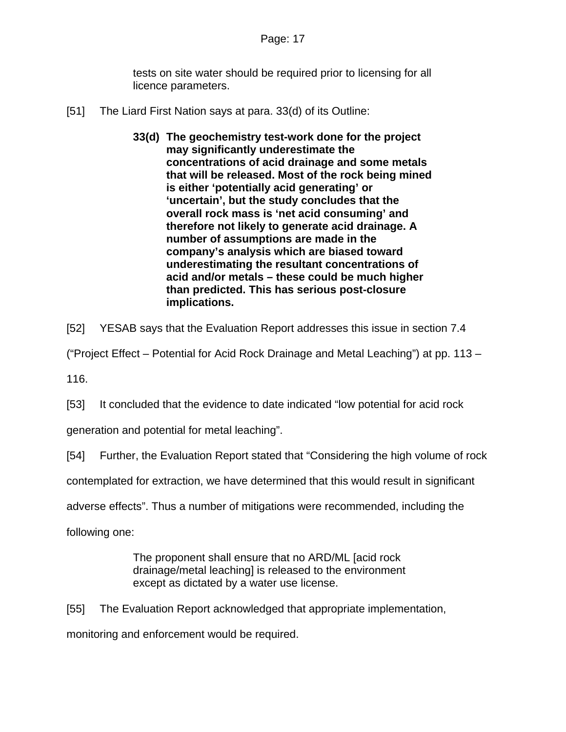> tests on site water should be required prior to licensing for all licence parameters.

[51] The Liard First Nation says at para. 33(d) of its Outline:

> **33(d) The geochemistry test-work done for the project may significantly underestimate the concentrations of acid drainage and some metals that will be released. Most of the rock being mined is either ‘potentially acid generating’ or ‘uncertain’, but the study concludes that the overall rock mass is ‘net acid consuming’ and therefore not likely to generate acid drainage. A number of assumptions are made in the company’s analysis which are biased toward underestimating the resultant concentrations of acid and/or metals – these could be much higher than predicted. This has serious post-closure implications.**

[52] YESAB says that the Evaluation Report addresses this issue in section 7.4 (“Project Effect – Potential for Acid Rock Drainage and Metal Leaching”) at pp. 113 – 116.

[53] It concluded that the evidence to date indicated “low potential for acid rock generation and potential for metal leaching”.

[54] Further, the Evaluation Report stated that “Considering the high volume of rock contemplated for extraction, we have determined that this would result in significant adverse effects”. Thus a number of mitigations were recommended, including the following one:

> The proponent shall ensure that no ARD/ML [acid rock drainage/metal leaching] is released to the environment except as dictated by a water use license.

[55] The Evaluation Report acknowledged that appropriate implementation, monitoring and enforcement would be required.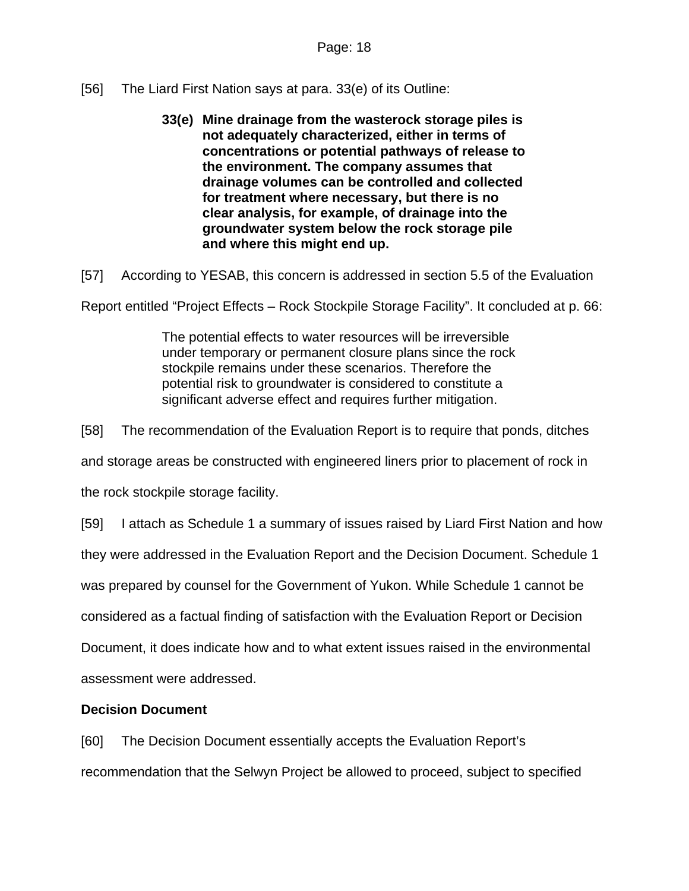[56] The Liard First Nation says at para. 33(e) of its Outline:

> **33(e) Mine drainage from the wasterock storage piles is not adequately characterized, either in terms of concentrations or potential pathways of release to the environment. The company assumes that drainage volumes can be controlled and collected for treatment where necessary, but there is no clear analysis, for example, of drainage into the groundwater system below the rock storage pile and where this might end up.**

[57] According to YESAB, this concern is addressed in section 5.5 of the Evaluation Report entitled "Project Effects – Rock Stockpile Storage Facility". It concluded at p. 66:

> The potential effects to water resources will be irreversible under temporary or permanent closure plans since the rock stockpile remains under these scenarios. Therefore the potential risk to groundwater is considered to constitute a significant adverse effect and requires further mitigation.

[58] The recommendation of the Evaluation Report is to require that ponds, ditches and storage areas be constructed with engineered liners prior to placement of rock in the rock stockpile storage facility.

[59] I attach as Schedule 1 a summary of issues raised by Liard First Nation and how they were addressed in the Evaluation Report and the Decision Document. Schedule 1 was prepared by counsel for the Government of Yukon. While Schedule 1 cannot be considered as a factual finding of satisfaction with the Evaluation Report or Decision Document, it does indicate how and to what extent issues raised in the environmental assessment were addressed.

**Decision Document**

[60] The Decision Document essentially accepts the Evaluation Report's recommendation that the Selwyn Project be allowed to proceed, subject to specified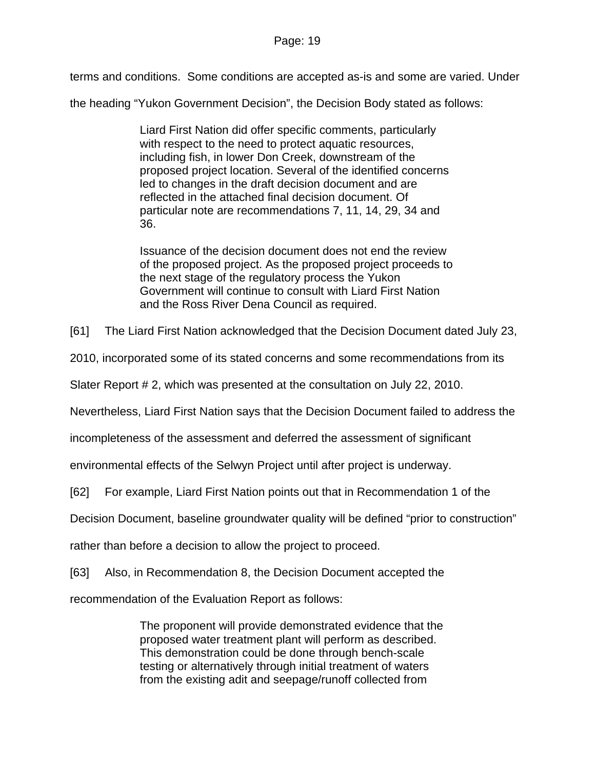terms and conditions. Some conditions are accepted as-is and some are varied. Under the heading “Yukon Government Decision”, the Decision Body stated as follows:

> Liard First Nation did offer specific comments, particularly with respect to the need to protect aquatic resources, including fish, in lower Don Creek, downstream of the proposed project location. Several of the identified concerns led to changes in the draft decision document and are reflected in the attached final decision document. Of particular note are recommendations 7, 11, 14, 29, 34 and 36.
>
> Issuance of the decision document does not end the review of the proposed project. As the proposed project proceeds to the next stage of the regulatory process the Yukon Government will continue to consult with Liard First Nation and the Ross River Dena Council as required.

[61] The Liard First Nation acknowledged that the Decision Document dated July 23, 2010, incorporated some of its stated concerns and some recommendations from its Slater Report # 2, which was presented at the consultation on July 22, 2010. Nevertheless, Liard First Nation says that the Decision Document failed to address the incompleteness of the assessment and deferred the assessment of significant environmental effects of the Selwyn Project until after project is underway.

[62] For example, Liard First Nation points out that in Recommendation 1 of the Decision Document, baseline groundwater quality will be defined “prior to construction” rather than before a decision to allow the project to proceed.

[63] Also, in Recommendation 8, the Decision Document accepted the recommendation of the Evaluation Report as follows:

> The proponent will provide demonstrated evidence that the proposed water treatment plant will perform as described. This demonstration could be done through bench-scale testing or alternatively through initial treatment of waters from the existing adit and seepage/runoff collected from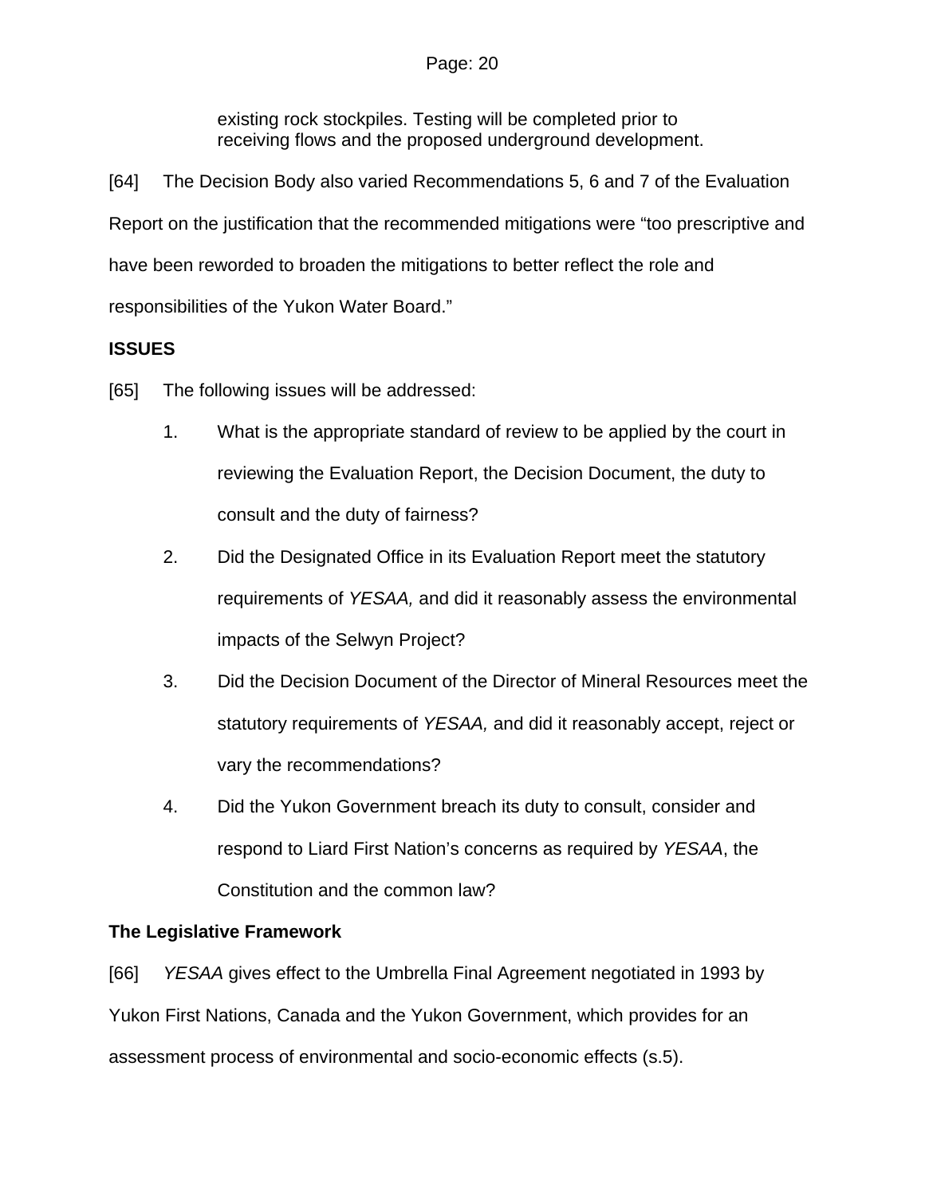> existing rock stockpiles. Testing will be completed prior to receiving flows and the proposed underground development.

[64] The Decision Body also varied Recommendations 5, 6 and 7 of the Evaluation Report on the justification that the recommended mitigations were "too prescriptive and have been reworded to broaden the mitigations to better reflect the role and responsibilities of the Yukon Water Board."

**ISSUES**

[65] The following issues will be addressed:

1. What is the appropriate standard of review to be applied by the court in reviewing the Evaluation Report, the Decision Document, the duty to consult and the duty of fairness?
2. Did the Designated Office in its Evaluation Report meet the statutory requirements of *YESAA,* and did it reasonably assess the environmental impacts of the Selwyn Project?
3. Did the Decision Document of the Director of Mineral Resources meet the statutory requirements of *YESAA,* and did it reasonably accept, reject or vary the recommendations?
4. Did the Yukon Government breach its duty to consult, consider and respond to Liard First Nation's concerns as required by *YESAA*, the Constitution and the common law?

**The Legislative Framework**

[66] *YESAA* gives effect to the Umbrella Final Agreement negotiated in 1993 by Yukon First Nations, Canada and the Yukon Government, which provides for an assessment process of environmental and socio-economic effects (s.5).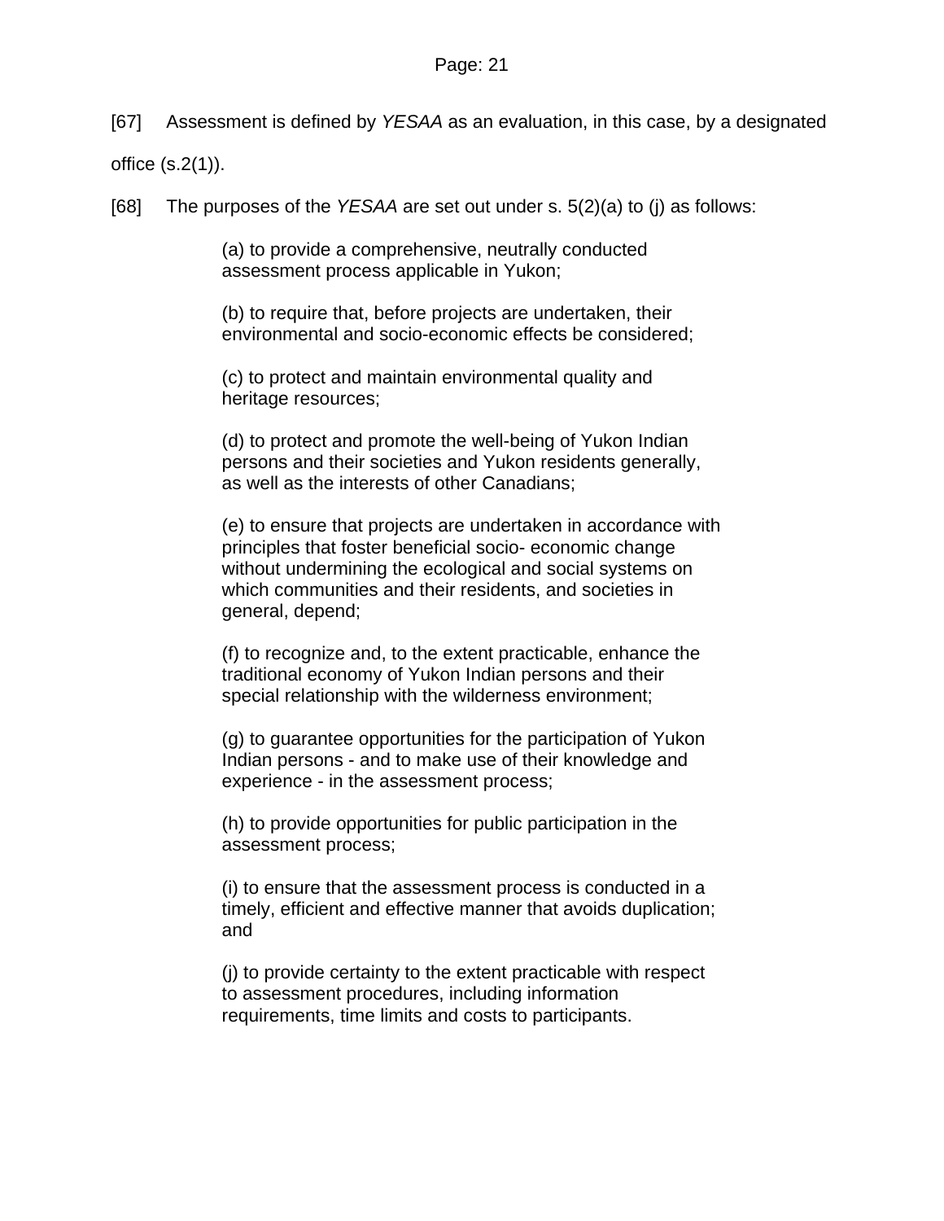[67] Assessment is defined by *YESAA* as an evaluation, in this case, by a designated office (s.2(1)).

[68] The purposes of the *YESAA* are set out under s. 5(2)(a) to (j) as follows:

> (a) to provide a comprehensive, neutrally conducted assessment process applicable in Yukon;
>
> (b) to require that, before projects are undertaken, their environmental and socio-economic effects be considered;
>
> (c) to protect and maintain environmental quality and heritage resources;
>
> (d) to protect and promote the well-being of Yukon Indian persons and their societies and Yukon residents generally, as well as the interests of other Canadians;
>
> (e) to ensure that projects are undertaken in accordance with principles that foster beneficial socio- economic change without undermining the ecological and social systems on which communities and their residents, and societies in general, depend;
>
> (f) to recognize and, to the extent practicable, enhance the traditional economy of Yukon Indian persons and their special relationship with the wilderness environment;
>
> (g) to guarantee opportunities for the participation of Yukon Indian persons - and to make use of their knowledge and experience - in the assessment process;
>
> (h) to provide opportunities for public participation in the assessment process;
>
> (i) to ensure that the assessment process is conducted in a timely, efficient and effective manner that avoids duplication; and
>
> (j) to provide certainty to the extent practicable with respect to assessment procedures, including information requirements, time limits and costs to participants.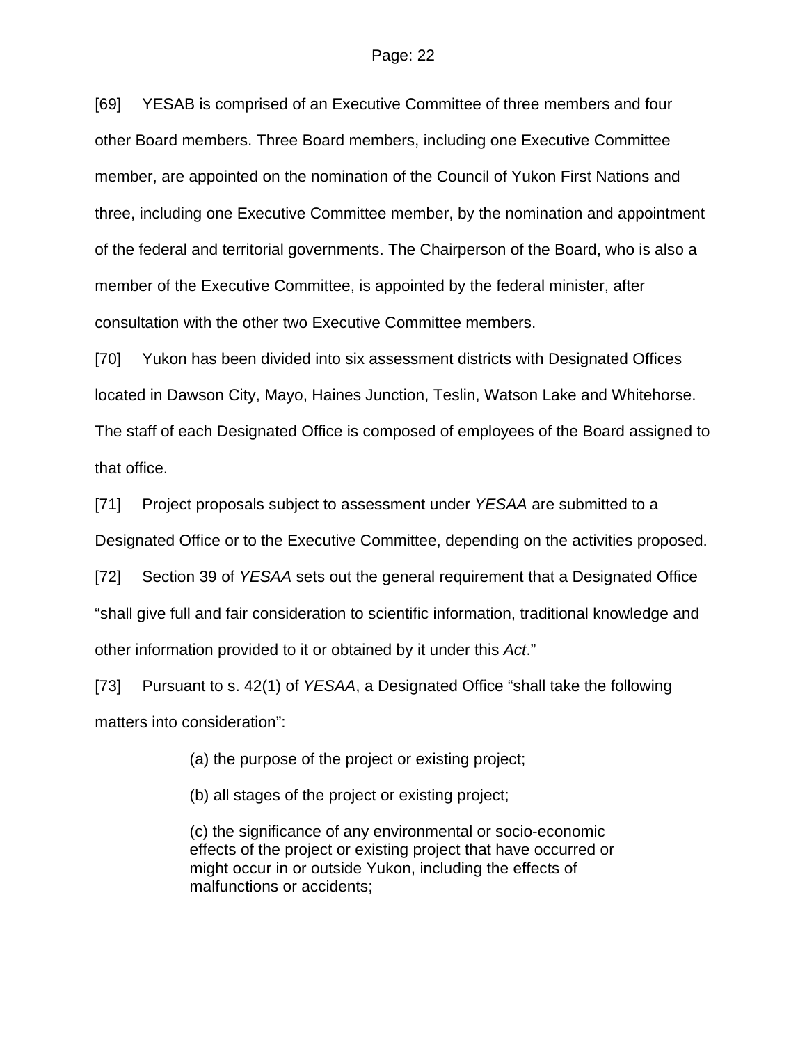[69] YESAB is comprised of an Executive Committee of three members and four other Board members. Three Board members, including one Executive Committee member, are appointed on the nomination of the Council of Yukon First Nations and three, including one Executive Committee member, by the nomination and appointment of the federal and territorial governments. The Chairperson of the Board, who is also a member of the Executive Committee, is appointed by the federal minister, after consultation with the other two Executive Committee members.

[70] Yukon has been divided into six assessment districts with Designated Offices located in Dawson City, Mayo, Haines Junction, Teslin, Watson Lake and Whitehorse. The staff of each Designated Office is composed of employees of the Board assigned to that office.

[71] Project proposals subject to assessment under *YESAA* are submitted to a Designated Office or to the Executive Committee, depending on the activities proposed.

[72] Section 39 of *YESAA* sets out the general requirement that a Designated Office "shall give full and fair consideration to scientific information, traditional knowledge and other information provided to it or obtained by it under this *Act*."

[73] Pursuant to s. 42(1) of *YESAA*, a Designated Office "shall take the following matters into consideration":

> (a) the purpose of the project or existing project;
>
> (b) all stages of the project or existing project;
>
> (c) the significance of any environmental or socio-economic effects of the project or existing project that have occurred or might occur in or outside Yukon, including the effects of malfunctions or accidents;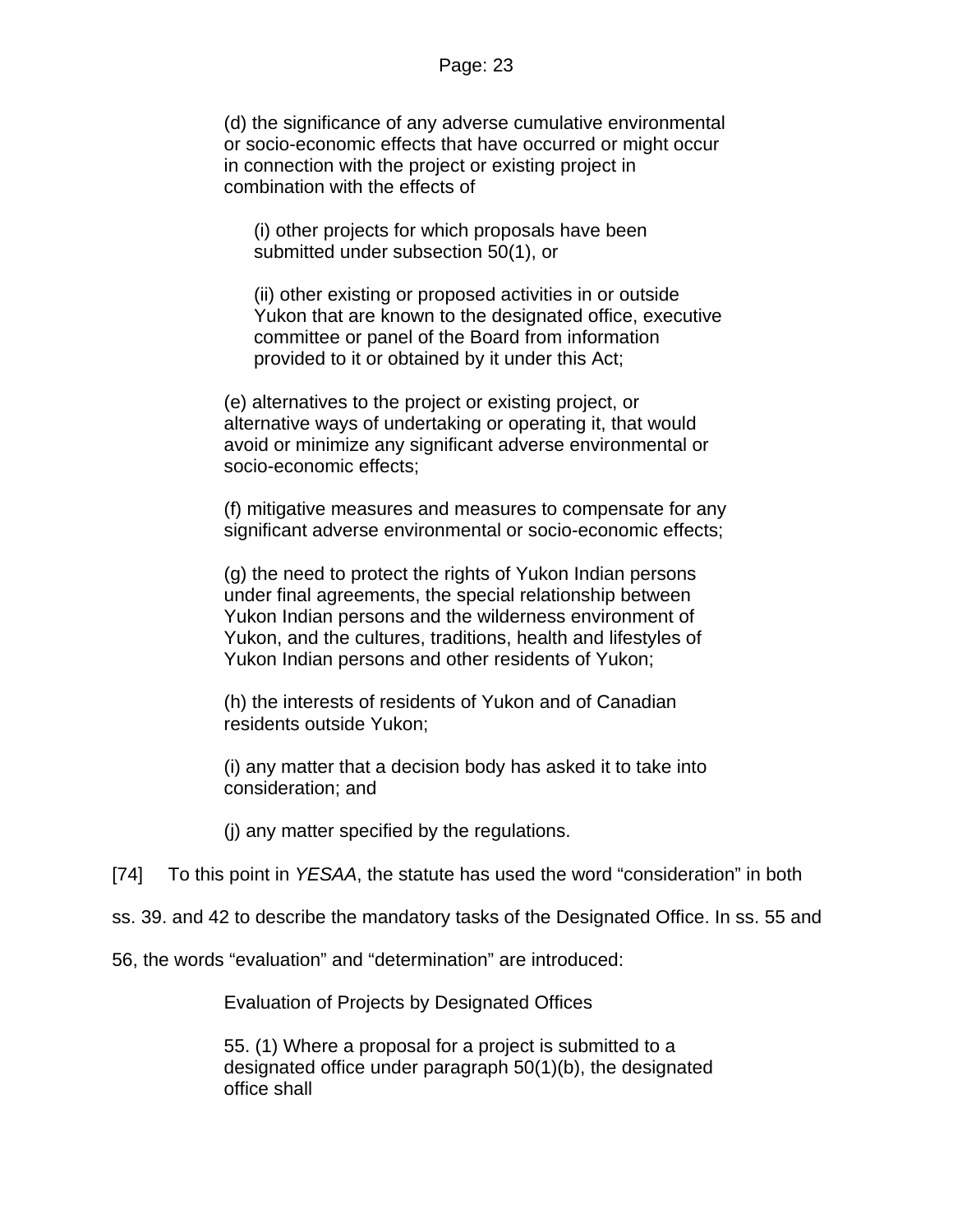> (d) the significance of any adverse cumulative environmental or socio-economic effects that have occurred or might occur in connection with the project or existing project in combination with the effects of
>
> > (i) other projects for which proposals have been submitted under subsection 50(1), or
> >
> > (ii) other existing or proposed activities in or outside Yukon that are known to the designated office, executive committee or panel of the Board from information provided to it or obtained by it under this Act;
>
> (e) alternatives to the project or existing project, or alternative ways of undertaking or operating it, that would avoid or minimize any significant adverse environmental or socio-economic effects;
>
> (f) mitigative measures and measures to compensate for any significant adverse environmental or socio-economic effects;
>
> (g) the need to protect the rights of Yukon Indian persons under final agreements, the special relationship between Yukon Indian persons and the wilderness environment of Yukon, and the cultures, traditions, health and lifestyles of Yukon Indian persons and other residents of Yukon;
>
> (h) the interests of residents of Yukon and of Canadian residents outside Yukon;
>
> (i) any matter that a decision body has asked it to take into consideration; and
>
> (j) any matter specified by the regulations.

[74] To this point in *YESAA*, the statute has used the word "consideration" in both ss. 39. and 42 to describe the mandatory tasks of the Designated Office. In ss. 55 and 56, the words "evaluation" and "determination" are introduced:

> Evaluation of Projects by Designated Offices
>
> 55. (1) Where a proposal for a project is submitted to a designated office under paragraph 50(1)(b), the designated office shall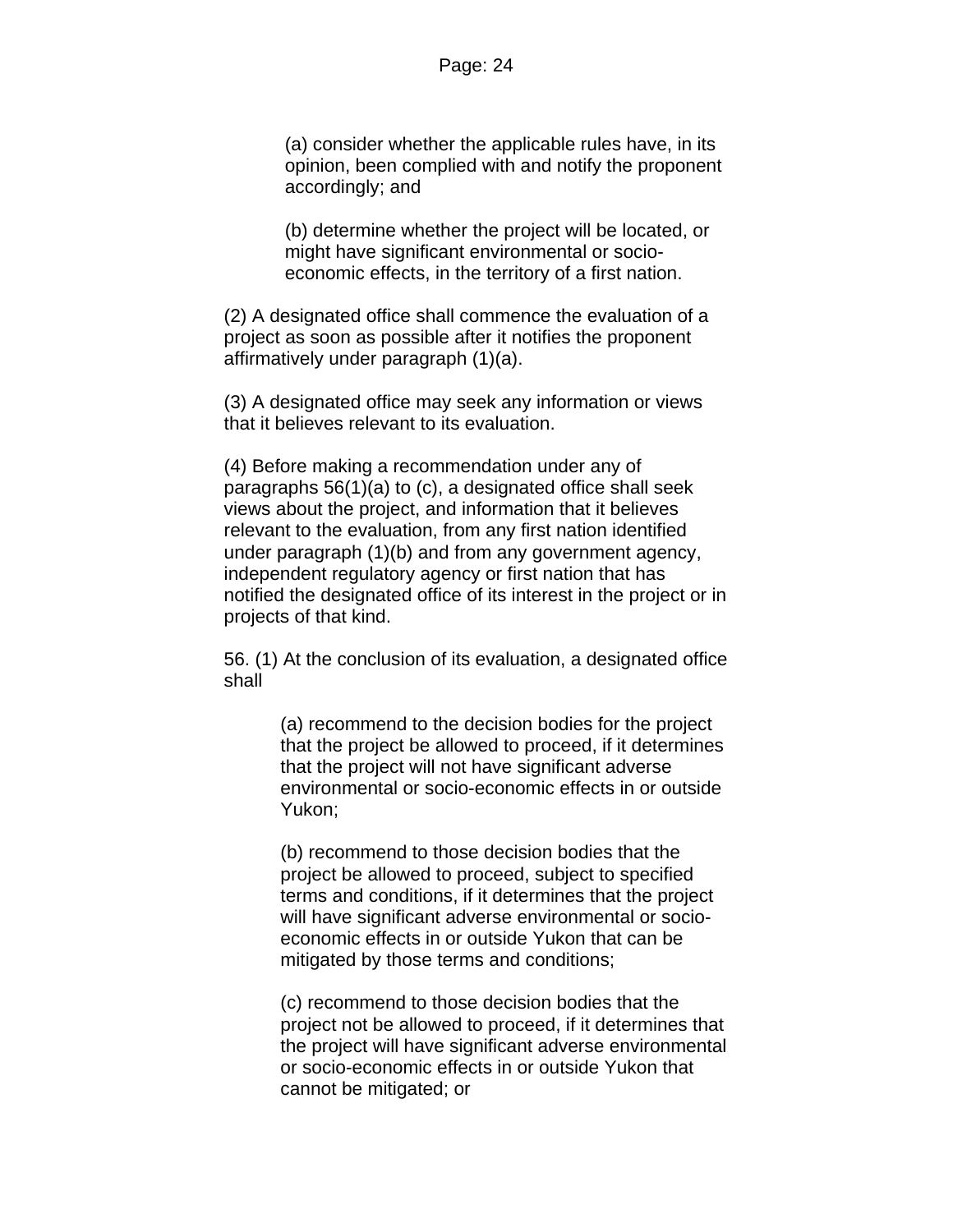(a) consider whether the applicable rules have, in its opinion, been complied with and notify the proponent accordingly; and

(b) determine whether the project will be located, or might have significant environmental or socio-economic effects, in the territory of a first nation.

(2) A designated office shall commence the evaluation of a project as soon as possible after it notifies the proponent affirmatively under paragraph (1)(a).

(3) A designated office may seek any information or views that it believes relevant to its evaluation.

(4) Before making a recommendation under any of paragraphs 56(1)(a) to (c), a designated office shall seek views about the project, and information that it believes relevant to the evaluation, from any first nation identified under paragraph (1)(b) and from any government agency, independent regulatory agency or first nation that has notified the designated office of its interest in the project or in projects of that kind.

56. (1) At the conclusion of its evaluation, a designated office shall

(a) recommend to the decision bodies for the project that the project be allowed to proceed, if it determines that the project will not have significant adverse environmental or socio-economic effects in or outside Yukon;

(b) recommend to those decision bodies that the project be allowed to proceed, subject to specified terms and conditions, if it determines that the project will have significant adverse environmental or socio-economic effects in or outside Yukon that can be mitigated by those terms and conditions;

(c) recommend to those decision bodies that the project not be allowed to proceed, if it determines that the project will have significant adverse environmental or socio-economic effects in or outside Yukon that cannot be mitigated; or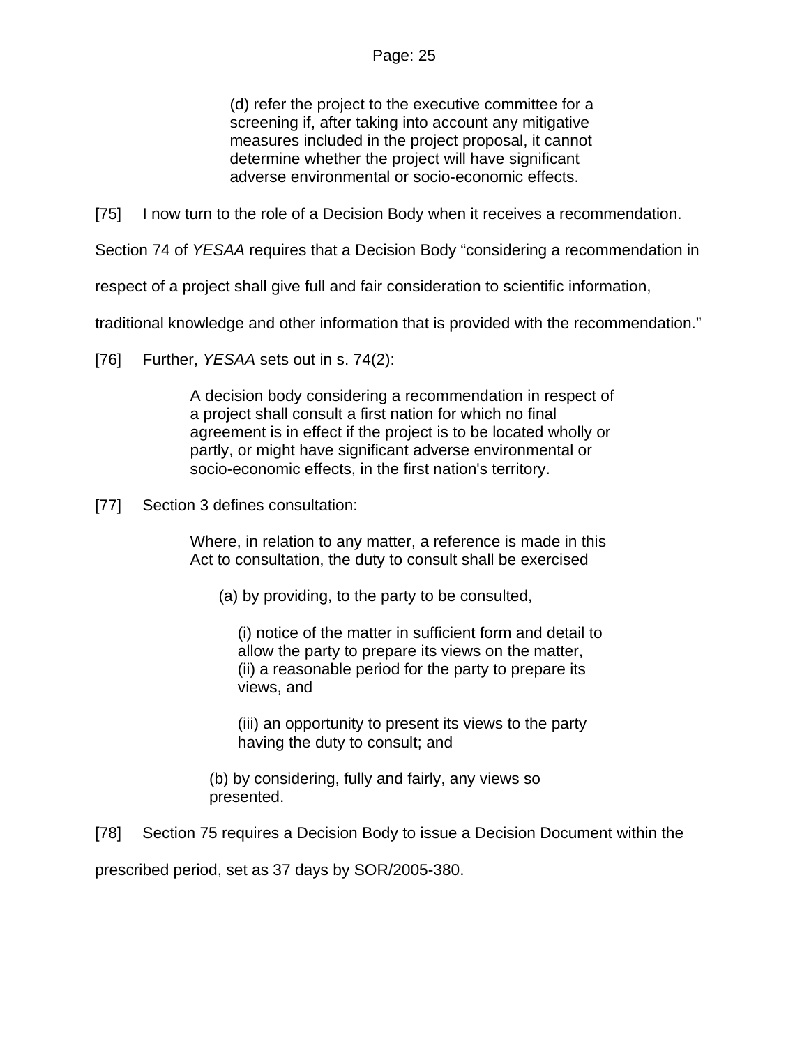> (d) refer the project to the executive committee for a screening if, after taking into account any mitigative measures included in the project proposal, it cannot determine whether the project will have significant adverse environmental or socio-economic effects.

[75] I now turn to the role of a Decision Body when it receives a recommendation. Section 74 of *YESAA* requires that a Decision Body "considering a recommendation in respect of a project shall give full and fair consideration to scientific information, traditional knowledge and other information that is provided with the recommendation."

[76] Further, *YESAA* sets out in s. 74(2):

> A decision body considering a recommendation in respect of a project shall consult a first nation for which no final agreement is in effect if the project is to be located wholly or partly, or might have significant adverse environmental or socio-economic effects, in the first nation's territory.

[77] Section 3 defines consultation:

> Where, in relation to any matter, a reference is made in this Act to consultation, the duty to consult shall be exercised
>
> (a) by providing, to the party to be consulted,
>
> (i) notice of the matter in sufficient form and detail to allow the party to prepare its views on the matter,
> (ii) a reasonable period for the party to prepare its views, and
>
> (iii) an opportunity to present its views to the party having the duty to consult; and
>
> (b) by considering, fully and fairly, any views so presented.

[78] Section 75 requires a Decision Body to issue a Decision Document within the prescribed period, set as 37 days by SOR/2005-380.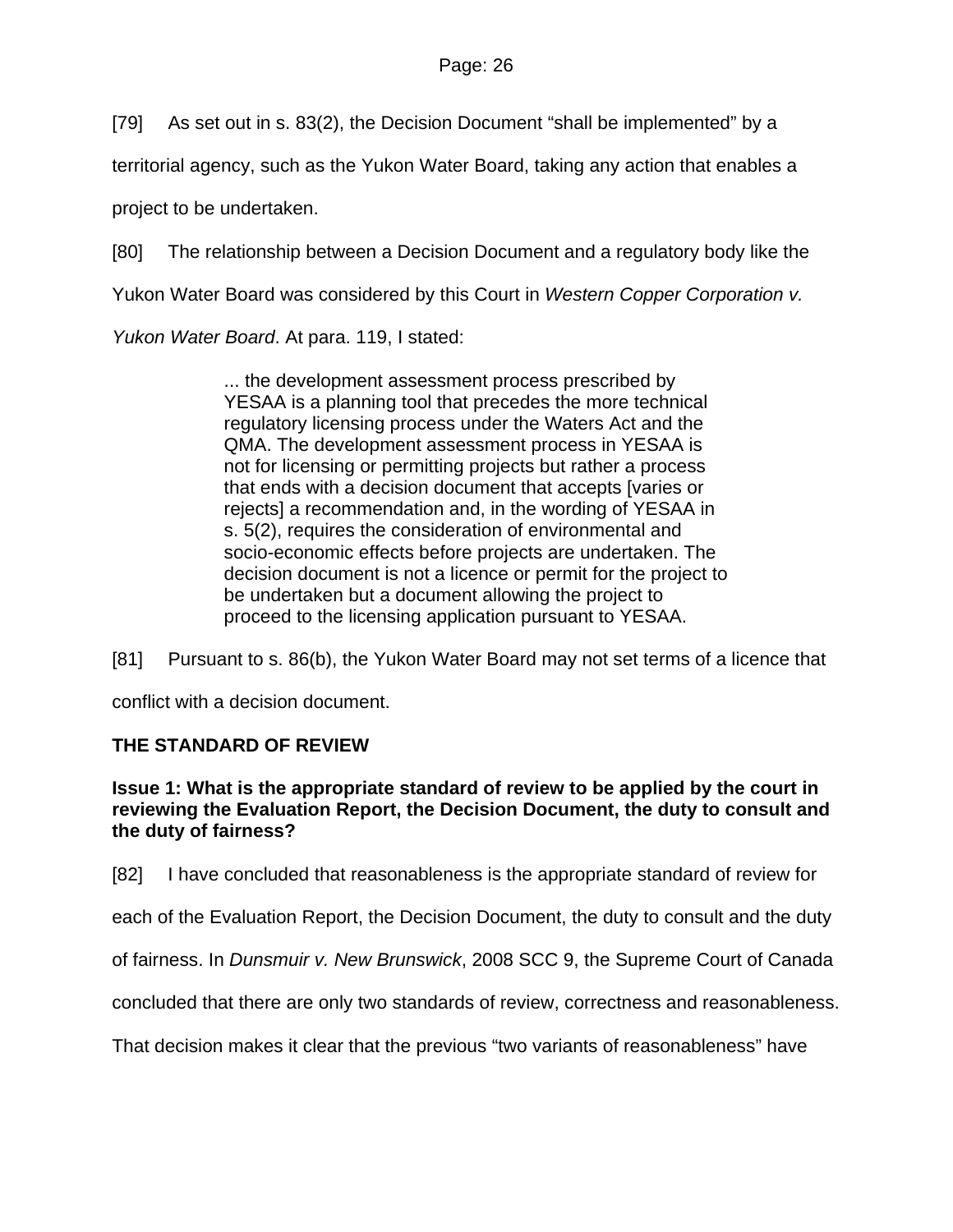[79] As set out in s. 83(2), the Decision Document "shall be implemented" by a territorial agency, such as the Yukon Water Board, taking any action that enables a project to be undertaken.

[80] The relationship between a Decision Document and a regulatory body like the Yukon Water Board was considered by this Court in *Western Copper Corporation v. Yukon Water Board*. At para. 119, I stated:

> ... the development assessment process prescribed by YESAA is a planning tool that precedes the more technical regulatory licensing process under the Waters Act and the QMA. The development assessment process in YESAA is not for licensing or permitting projects but rather a process that ends with a decision document that accepts [varies or rejects] a recommendation and, in the wording of YESAA in s. 5(2), requires the consideration of environmental and socio-economic effects before projects are undertaken. The decision document is not a licence or permit for the project to be undertaken but a document allowing the project to proceed to the licensing application pursuant to YESAA.

[81] Pursuant to s. 86(b), the Yukon Water Board may not set terms of a licence that conflict with a decision document.

## THE STANDARD OF REVIEW

### Issue 1: What is the appropriate standard of review to be applied by the court in reviewing the Evaluation Report, the Decision Document, the duty to consult and the duty of fairness?

[82] I have concluded that reasonableness is the appropriate standard of review for each of the Evaluation Report, the Decision Document, the duty to consult and the duty of fairness. In *Dunsmuir v. New Brunswick*, 2008 SCC 9, the Supreme Court of Canada concluded that there are only two standards of review, correctness and reasonableness. That decision makes it clear that the previous "two variants of reasonableness" have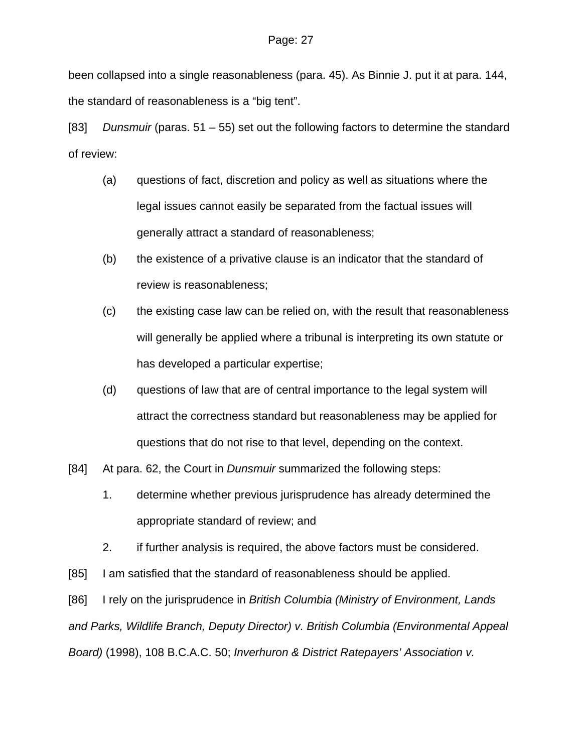been collapsed into a single reasonableness (para. 45). As Binnie J. put it at para. 144, the standard of reasonableness is a “big tent”.

[83] *Dunsmuir* (paras. 51 – 55) set out the following factors to determine the standard of review:

(a) questions of fact, discretion and policy as well as situations where the legal issues cannot easily be separated from the factual issues will generally attract a standard of reasonableness;

(b) the existence of a privative clause is an indicator that the standard of review is reasonableness;

(c) the existing case law can be relied on, with the result that reasonableness will generally be applied where a tribunal is interpreting its own statute or has developed a particular expertise;

(d) questions of law that are of central importance to the legal system will attract the correctness standard but reasonableness may be applied for questions that do not rise to that level, depending on the context.

[84] At para. 62, the Court in *Dunsmuir* summarized the following steps:

1. determine whether previous jurisprudence has already determined the appropriate standard of review; and

2. if further analysis is required, the above factors must be considered.

[85] I am satisfied that the standard of reasonableness should be applied.

[86] I rely on the jurisprudence in *British Columbia (Ministry of Environment, Lands and Parks, Wildlife Branch, Deputy Director) v. British Columbia (Environmental Appeal Board)* (1998), 108 B.C.A.C. 50; *Inverhuron & District Ratepayers’ Association v.*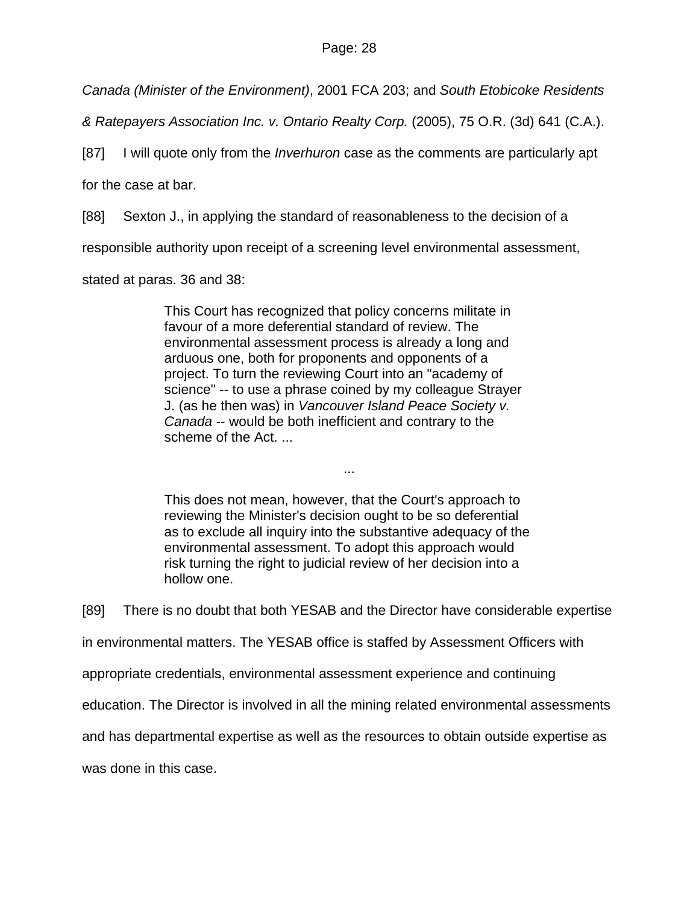*Canada (Minister of the Environment)*, 2001 FCA 203; and *South Etobicoke Residents & Ratepayers Association Inc. v. Ontario Realty Corp.* (2005), 75 O.R. (3d) 641 (C.A.).

[87] I will quote only from the *Inverhuron* case as the comments are particularly apt for the case at bar.

[88] Sexton J., in applying the standard of reasonableness to the decision of a responsible authority upon receipt of a screening level environmental assessment, stated at paras. 36 and 38:

> This Court has recognized that policy concerns militate in favour of a more deferential standard of review. The environmental assessment process is already a long and arduous one, both for proponents and opponents of a project. To turn the reviewing Court into an "academy of science" -- to use a phrase coined by my colleague Strayer J. (as he then was) in *Vancouver Island Peace Society v. Canada* -- would be both inefficient and contrary to the scheme of the Act. ...
>
> ...
>
> This does not mean, however, that the Court's approach to reviewing the Minister's decision ought to be so deferential as to exclude all inquiry into the substantive adequacy of the environmental assessment. To adopt this approach would risk turning the right to judicial review of her decision into a hollow one.

[89] There is no doubt that both YESAB and the Director have considerable expertise in environmental matters. The YESAB office is staffed by Assessment Officers with appropriate credentials, environmental assessment experience and continuing education. The Director is involved in all the mining related environmental assessments and has departmental expertise as well as the resources to obtain outside expertise as was done in this case.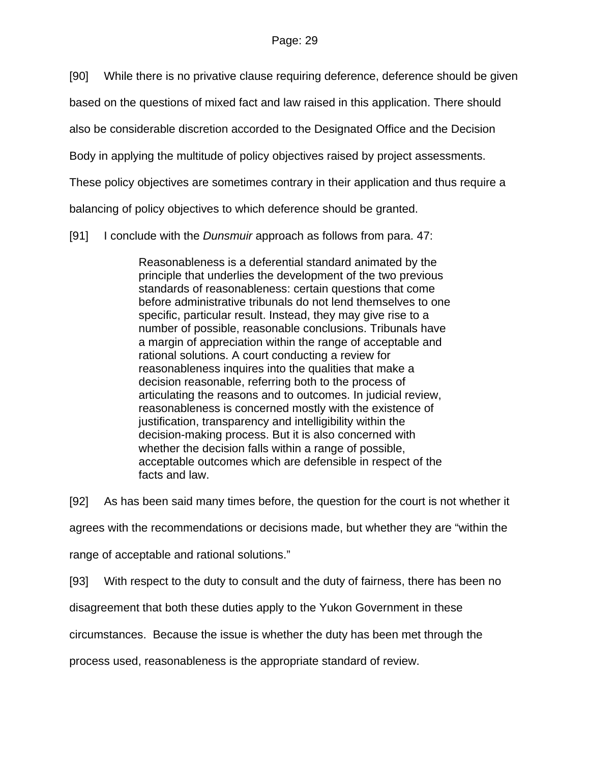[90] While there is no privative clause requiring deference, deference should be given based on the questions of mixed fact and law raised in this application. There should also be considerable discretion accorded to the Designated Office and the Decision Body in applying the multitude of policy objectives raised by project assessments. These policy objectives are sometimes contrary in their application and thus require a balancing of policy objectives to which deference should be granted.

[91] I conclude with the *Dunsmuir* approach as follows from para. 47:

> Reasonableness is a deferential standard animated by the principle that underlies the development of the two previous standards of reasonableness: certain questions that come before administrative tribunals do not lend themselves to one specific, particular result. Instead, they may give rise to a number of possible, reasonable conclusions. Tribunals have a margin of appreciation within the range of acceptable and rational solutions. A court conducting a review for reasonableness inquires into the qualities that make a decision reasonable, referring both to the process of articulating the reasons and to outcomes. In judicial review, reasonableness is concerned mostly with the existence of justification, transparency and intelligibility within the decision-making process. But it is also concerned with whether the decision falls within a range of possible, acceptable outcomes which are defensible in respect of the facts and law.

[92] As has been said many times before, the question for the court is not whether it agrees with the recommendations or decisions made, but whether they are "within the range of acceptable and rational solutions."

[93] With respect to the duty to consult and the duty of fairness, there has been no disagreement that both these duties apply to the Yukon Government in these circumstances. Because the issue is whether the duty has been met through the process used, reasonableness is the appropriate standard of review.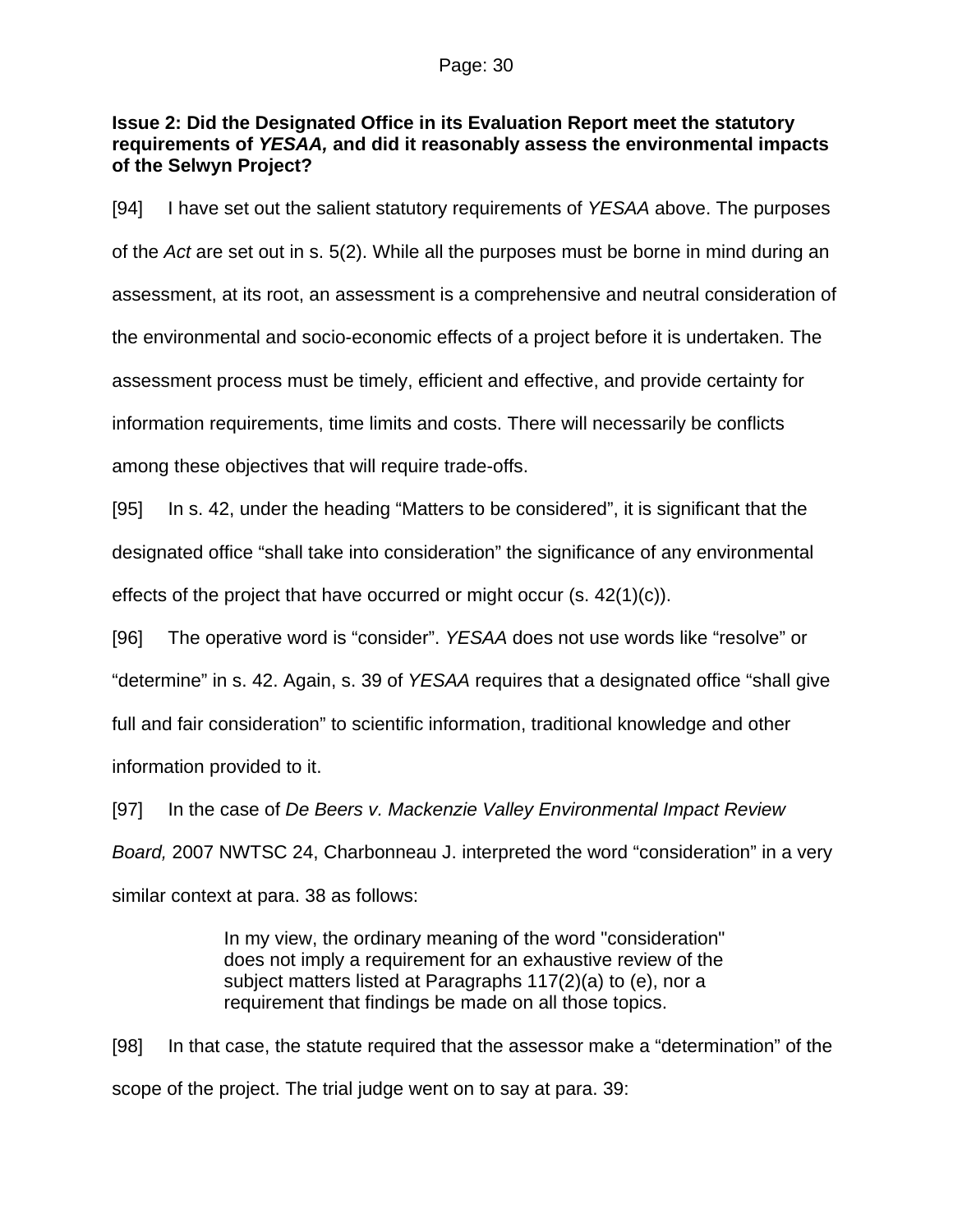**Issue 2: Did the Designated Office in its Evaluation Report meet the statutory requirements of *YESAA,* and did it reasonably assess the environmental impacts of the Selwyn Project?**

[94] I have set out the salient statutory requirements of *YESAA* above. The purposes of the *Act* are set out in s. 5(2). While all the purposes must be borne in mind during an assessment, at its root, an assessment is a comprehensive and neutral consideration of the environmental and socio-economic effects of a project before it is undertaken. The assessment process must be timely, efficient and effective, and provide certainty for information requirements, time limits and costs. There will necessarily be conflicts among these objectives that will require trade-offs.

[95] In s. 42, under the heading "Matters to be considered", it is significant that the designated office "shall take into consideration" the significance of any environmental effects of the project that have occurred or might occur (s. 42(1)(c)).

[96] The operative word is "consider". *YESAA* does not use words like "resolve" or "determine" in s. 42. Again, s. 39 of *YESAA* requires that a designated office "shall give full and fair consideration" to scientific information, traditional knowledge and other information provided to it.

[97] In the case of *De Beers v. Mackenzie Valley Environmental Impact Review Board,* 2007 NWTSC 24, Charbonneau J. interpreted the word "consideration" in a very similar context at para. 38 as follows:

> In my view, the ordinary meaning of the word "consideration" does not imply a requirement for an exhaustive review of the subject matters listed at Paragraphs 117(2)(a) to (e), nor a requirement that findings be made on all those topics.

[98] In that case, the statute required that the assessor make a "determination" of the scope of the project. The trial judge went on to say at para. 39: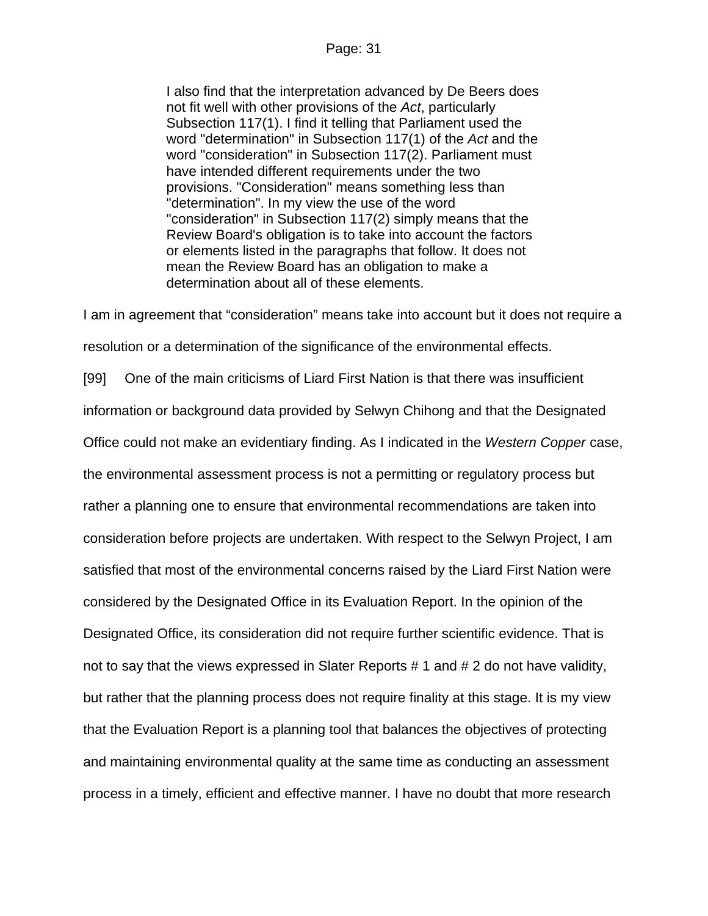> I also find that the interpretation advanced by De Beers does not fit well with other provisions of the *Act*, particularly Subsection 117(1). I find it telling that Parliament used the word "determination" in Subsection 117(1) of the *Act* and the word "consideration" in Subsection 117(2). Parliament must have intended different requirements under the two provisions. "Consideration" means something less than "determination". In my view the use of the word "consideration" in Subsection 117(2) simply means that the Review Board's obligation is to take into account the factors or elements listed in the paragraphs that follow. It does not mean the Review Board has an obligation to make a determination about all of these elements.

I am in agreement that "consideration" means take into account but it does not require a resolution or a determination of the significance of the environmental effects.

[99] One of the main criticisms of Liard First Nation is that there was insufficient information or background data provided by Selwyn Chihong and that the Designated Office could not make an evidentiary finding. As I indicated in the *Western Copper* case, the environmental assessment process is not a permitting or regulatory process but rather a planning one to ensure that environmental recommendations are taken into consideration before projects are undertaken. With respect to the Selwyn Project, I am satisfied that most of the environmental concerns raised by the Liard First Nation were considered by the Designated Office in its Evaluation Report. In the opinion of the Designated Office, its consideration did not require further scientific evidence. That is not to say that the views expressed in Slater Reports # 1 and # 2 do not have validity, but rather that the planning process does not require finality at this stage. It is my view that the Evaluation Report is a planning tool that balances the objectives of protecting and maintaining environmental quality at the same time as conducting an assessment process in a timely, efficient and effective manner. I have no doubt that more research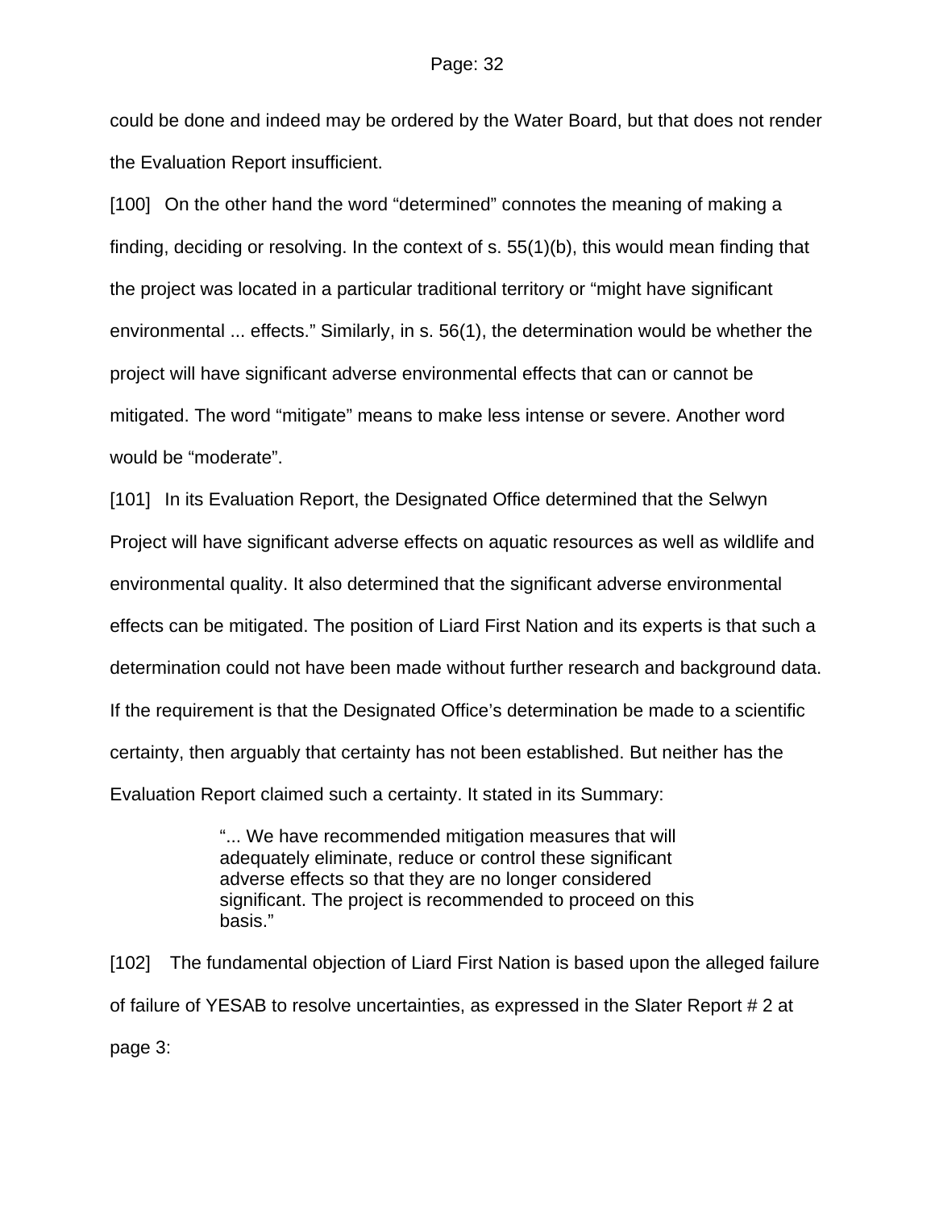could be done and indeed may be ordered by the Water Board, but that does not render the Evaluation Report insufficient.

[100] On the other hand the word "determined" connotes the meaning of making a finding, deciding or resolving. In the context of s. 55(1)(b), this would mean finding that the project was located in a particular traditional territory or "might have significant environmental ... effects." Similarly, in s. 56(1), the determination would be whether the project will have significant adverse environmental effects that can or cannot be mitigated. The word "mitigate" means to make less intense or severe. Another word would be "moderate".

[101] In its Evaluation Report, the Designated Office determined that the Selwyn Project will have significant adverse effects on aquatic resources as well as wildlife and environmental quality. It also determined that the significant adverse environmental effects can be mitigated. The position of Liard First Nation and its experts is that such a determination could not have been made without further research and background data. If the requirement is that the Designated Office's determination be made to a scientific certainty, then arguably that certainty has not been established. But neither has the Evaluation Report claimed such a certainty. It stated in its Summary:

> "... We have recommended mitigation measures that will adequately eliminate, reduce or control these significant adverse effects so that they are no longer considered significant. The project is recommended to proceed on this basis."

[102] The fundamental objection of Liard First Nation is based upon the alleged failure of failure of YESAB to resolve uncertainties, as expressed in the Slater Report # 2 at page 3: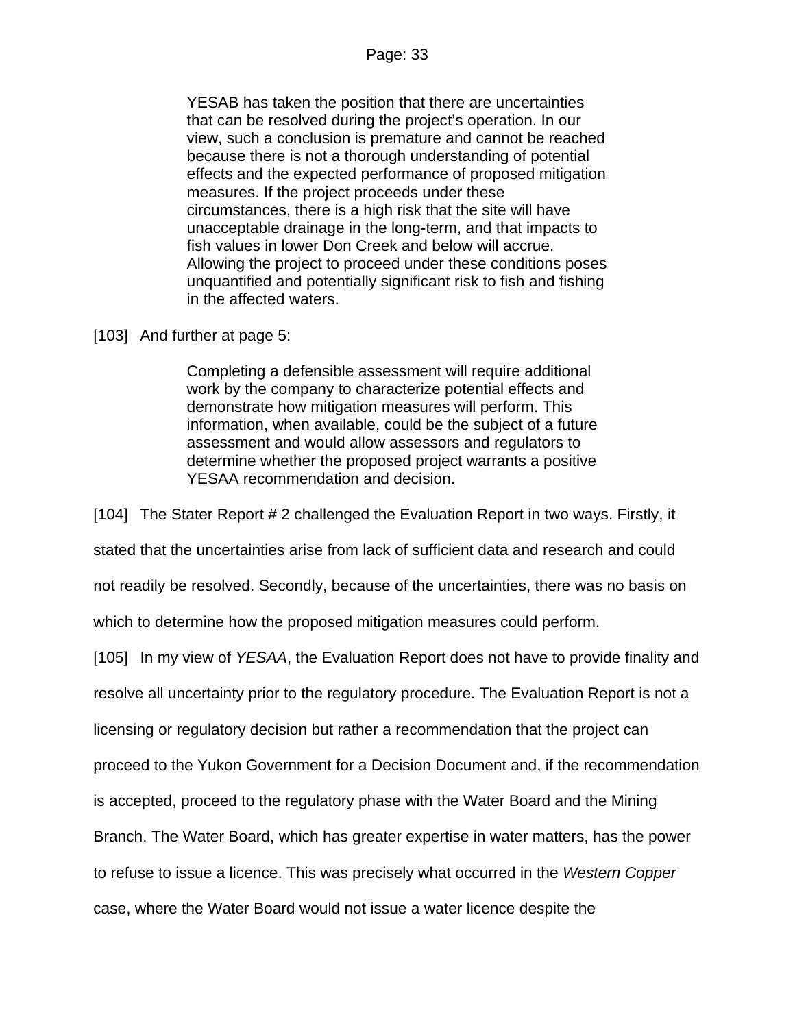> YESAB has taken the position that there are uncertainties that can be resolved during the project's operation. In our view, such a conclusion is premature and cannot be reached because there is not a thorough understanding of potential effects and the expected performance of proposed mitigation measures. If the project proceeds under these circumstances, there is a high risk that the site will have unacceptable drainage in the long-term, and that impacts to fish values in lower Don Creek and below will accrue. Allowing the project to proceed under these conditions poses unquantified and potentially significant risk to fish and fishing in the affected waters.

[103] And further at page 5:

> Completing a defensible assessment will require additional work by the company to characterize potential effects and demonstrate how mitigation measures will perform. This information, when available, could be the subject of a future assessment and would allow assessors and regulators to determine whether the proposed project warrants a positive YESAA recommendation and decision.

[104] The Stater Report # 2 challenged the Evaluation Report in two ways. Firstly, it stated that the uncertainties arise from lack of sufficient data and research and could not readily be resolved. Secondly, because of the uncertainties, there was no basis on which to determine how the proposed mitigation measures could perform.

[105] In my view of *YESAA*, the Evaluation Report does not have to provide finality and resolve all uncertainty prior to the regulatory procedure. The Evaluation Report is not a licensing or regulatory decision but rather a recommendation that the project can proceed to the Yukon Government for a Decision Document and, if the recommendation is accepted, proceed to the regulatory phase with the Water Board and the Mining Branch. The Water Board, which has greater expertise in water matters, has the power to refuse to issue a licence. This was precisely what occurred in the *Western Copper* case, where the Water Board would not issue a water licence despite the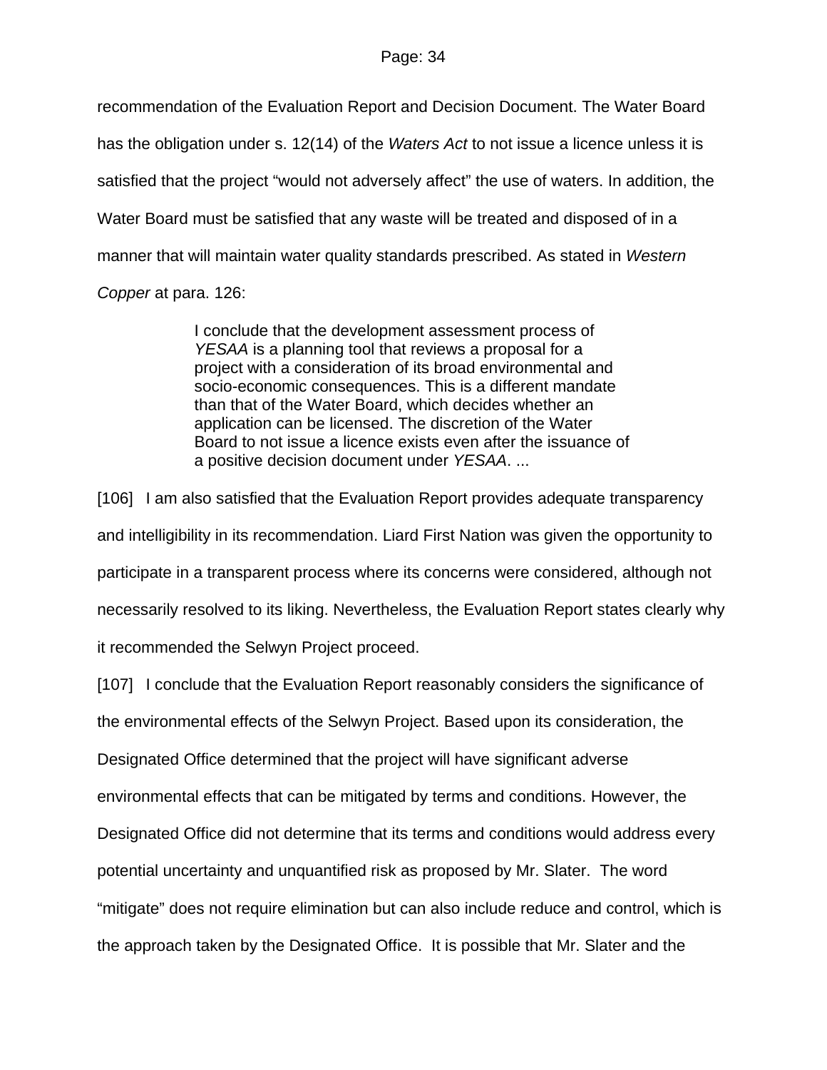recommendation of the Evaluation Report and Decision Document. The Water Board has the obligation under s. 12(14) of the *Waters Act* to not issue a licence unless it is satisfied that the project "would not adversely affect" the use of waters. In addition, the Water Board must be satisfied that any waste will be treated and disposed of in a manner that will maintain water quality standards prescribed. As stated in *Western Copper* at para. 126:

> I conclude that the development assessment process of *YESAA* is a planning tool that reviews a proposal for a project with a consideration of its broad environmental and socio-economic consequences. This is a different mandate than that of the Water Board, which decides whether an application can be licensed. The discretion of the Water Board to not issue a licence exists even after the issuance of a positive decision document under *YESAA*. ...

[106] I am also satisfied that the Evaluation Report provides adequate transparency and intelligibility in its recommendation. Liard First Nation was given the opportunity to participate in a transparent process where its concerns were considered, although not necessarily resolved to its liking. Nevertheless, the Evaluation Report states clearly why it recommended the Selwyn Project proceed.

[107] I conclude that the Evaluation Report reasonably considers the significance of the environmental effects of the Selwyn Project. Based upon its consideration, the Designated Office determined that the project will have significant adverse environmental effects that can be mitigated by terms and conditions. However, the Designated Office did not determine that its terms and conditions would address every potential uncertainty and unquantified risk as proposed by Mr. Slater. The word "mitigate" does not require elimination but can also include reduce and control, which is the approach taken by the Designated Office. It is possible that Mr. Slater and the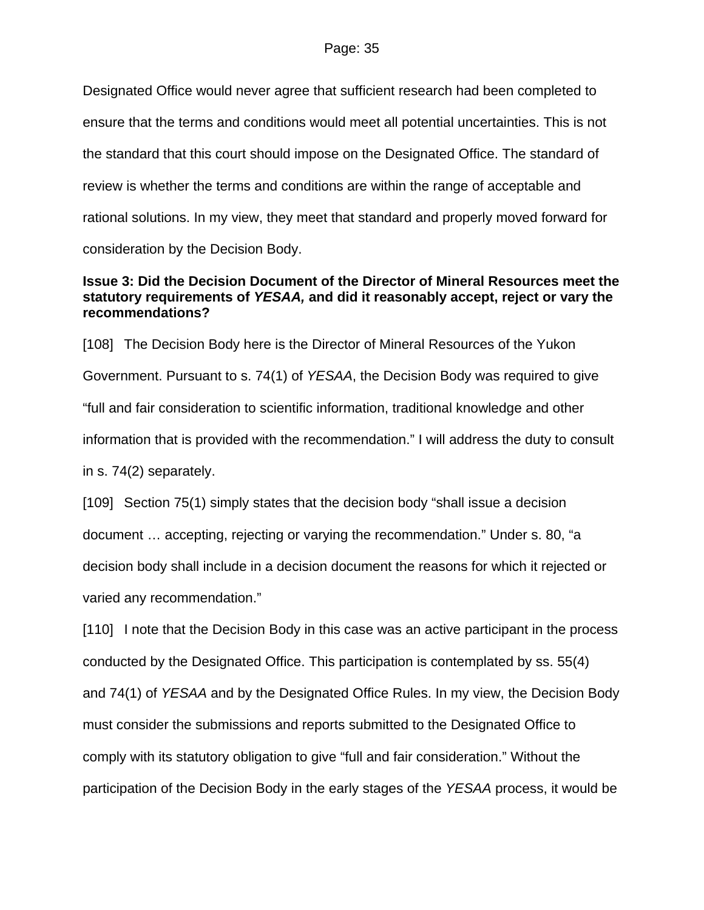Designated Office would never agree that sufficient research had been completed to ensure that the terms and conditions would meet all potential uncertainties. This is not the standard that this court should impose on the Designated Office. The standard of review is whether the terms and conditions are within the range of acceptable and rational solutions. In my view, they meet that standard and properly moved forward for consideration by the Decision Body.

**Issue 3: Did the Decision Document of the Director of Mineral Resources meet the statutory requirements of *YESAA,* and did it reasonably accept, reject or vary the recommendations?**

[108] The Decision Body here is the Director of Mineral Resources of the Yukon Government. Pursuant to s. 74(1) of *YESAA*, the Decision Body was required to give "full and fair consideration to scientific information, traditional knowledge and other information that is provided with the recommendation." I will address the duty to consult in s. 74(2) separately.

[109] Section 75(1) simply states that the decision body "shall issue a decision document … accepting, rejecting or varying the recommendation." Under s. 80, "a decision body shall include in a decision document the reasons for which it rejected or varied any recommendation."

[110] I note that the Decision Body in this case was an active participant in the process conducted by the Designated Office. This participation is contemplated by ss. 55(4) and 74(1) of *YESAA* and by the Designated Office Rules. In my view, the Decision Body must consider the submissions and reports submitted to the Designated Office to comply with its statutory obligation to give "full and fair consideration." Without the participation of the Decision Body in the early stages of the *YESAA* process, it would be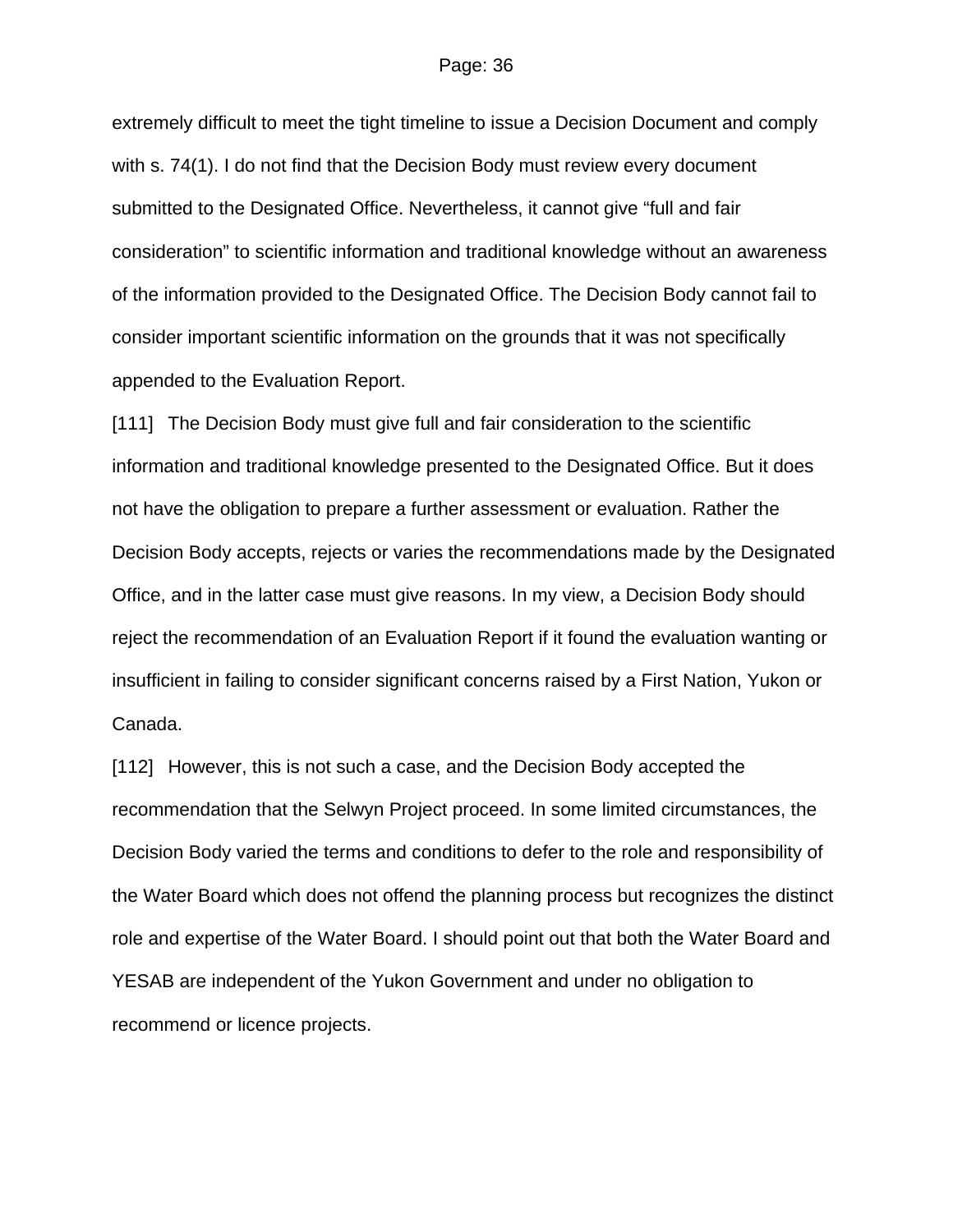extremely difficult to meet the tight timeline to issue a Decision Document and comply with s. 74(1). I do not find that the Decision Body must review every document submitted to the Designated Office. Nevertheless, it cannot give “full and fair consideration” to scientific information and traditional knowledge without an awareness of the information provided to the Designated Office. The Decision Body cannot fail to consider important scientific information on the grounds that it was not specifically appended to the Evaluation Report.

[111] The Decision Body must give full and fair consideration to the scientific information and traditional knowledge presented to the Designated Office. But it does not have the obligation to prepare a further assessment or evaluation. Rather the Decision Body accepts, rejects or varies the recommendations made by the Designated Office, and in the latter case must give reasons. In my view, a Decision Body should reject the recommendation of an Evaluation Report if it found the evaluation wanting or insufficient in failing to consider significant concerns raised by a First Nation, Yukon or Canada.

[112] However, this is not such a case, and the Decision Body accepted the recommendation that the Selwyn Project proceed. In some limited circumstances, the Decision Body varied the terms and conditions to defer to the role and responsibility of the Water Board which does not offend the planning process but recognizes the distinct role and expertise of the Water Board. I should point out that both the Water Board and YESAB are independent of the Yukon Government and under no obligation to recommend or licence projects.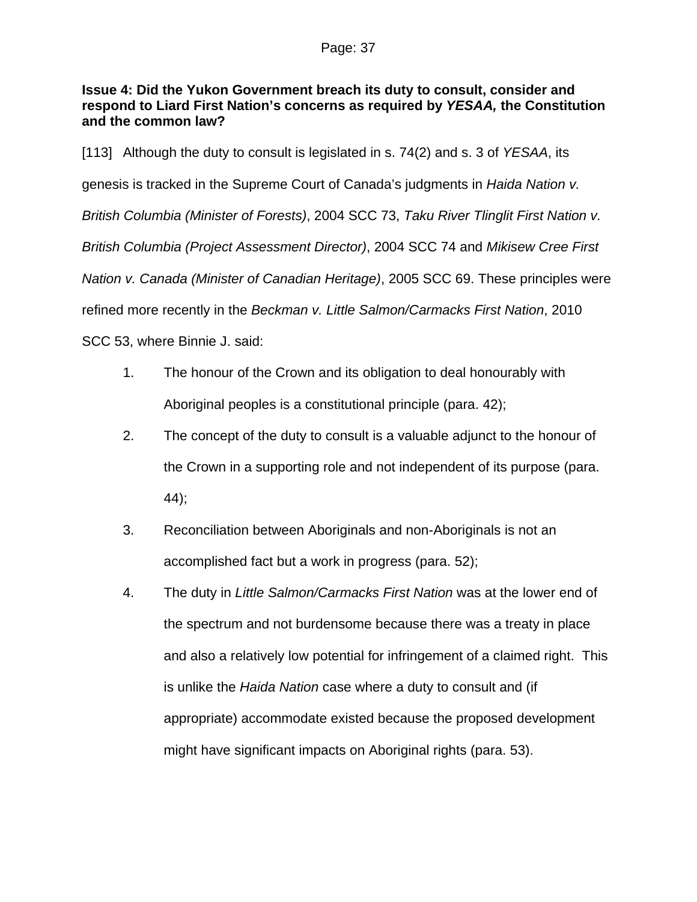**Issue 4: Did the Yukon Government breach its duty to consult, consider and respond to Liard First Nation's concerns as required by *YESAA,* the Constitution and the common law?**

[113] Although the duty to consult is legislated in s. 74(2) and s. 3 of *YESAA*, its genesis is tracked in the Supreme Court of Canada's judgments in *Haida Nation v. British Columbia (Minister of Forests)*, 2004 SCC 73, *Taku River Tlinglit First Nation v. British Columbia (Project Assessment Director)*, 2004 SCC 74 and *Mikisew Cree First Nation v. Canada (Minister of Canadian Heritage)*, 2005 SCC 69. These principles were refined more recently in the *Beckman v. Little Salmon/Carmacks First Nation*, 2010 SCC 53, where Binnie J. said:

1. The honour of the Crown and its obligation to deal honourably with Aboriginal peoples is a constitutional principle (para. 42);
2. The concept of the duty to consult is a valuable adjunct to the honour of the Crown in a supporting role and not independent of its purpose (para. 44);
3. Reconciliation between Aboriginals and non-Aboriginals is not an accomplished fact but a work in progress (para. 52);
4. The duty in *Little Salmon/Carmacks First Nation* was at the lower end of the spectrum and not burdensome because there was a treaty in place and also a relatively low potential for infringement of a claimed right. This is unlike the *Haida Nation* case where a duty to consult and (if appropriate) accommodate existed because the proposed development might have significant impacts on Aboriginal rights (para. 53).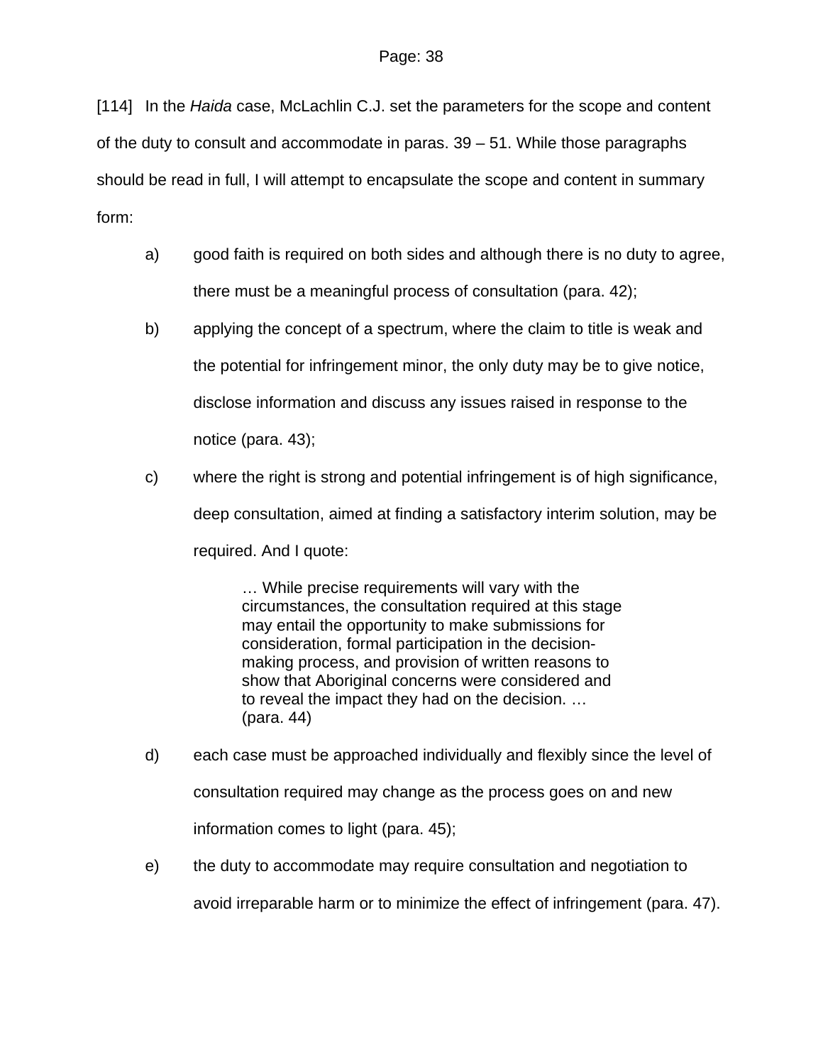[114] In the *Haida* case, McLachlin C.J. set the parameters for the scope and content of the duty to consult and accommodate in paras. 39 – 51. While those paragraphs should be read in full, I will attempt to encapsulate the scope and content in summary form:

a) good faith is required on both sides and although there is no duty to agree, there must be a meaningful process of consultation (para. 42);

b) applying the concept of a spectrum, where the claim to title is weak and the potential for infringement minor, the only duty may be to give notice, disclose information and discuss any issues raised in response to the notice (para. 43);

c) where the right is strong and potential infringement is of high significance, deep consultation, aimed at finding a satisfactory interim solution, may be required. And I quote:

> … While precise requirements will vary with the circumstances, the consultation required at this stage may entail the opportunity to make submissions for consideration, formal participation in the decision-making process, and provision of written reasons to show that Aboriginal concerns were considered and to reveal the impact they had on the decision. … (para. 44)

d) each case must be approached individually and flexibly since the level of consultation required may change as the process goes on and new information comes to light (para. 45);

e) the duty to accommodate may require consultation and negotiation to avoid irreparable harm or to minimize the effect of infringement (para. 47).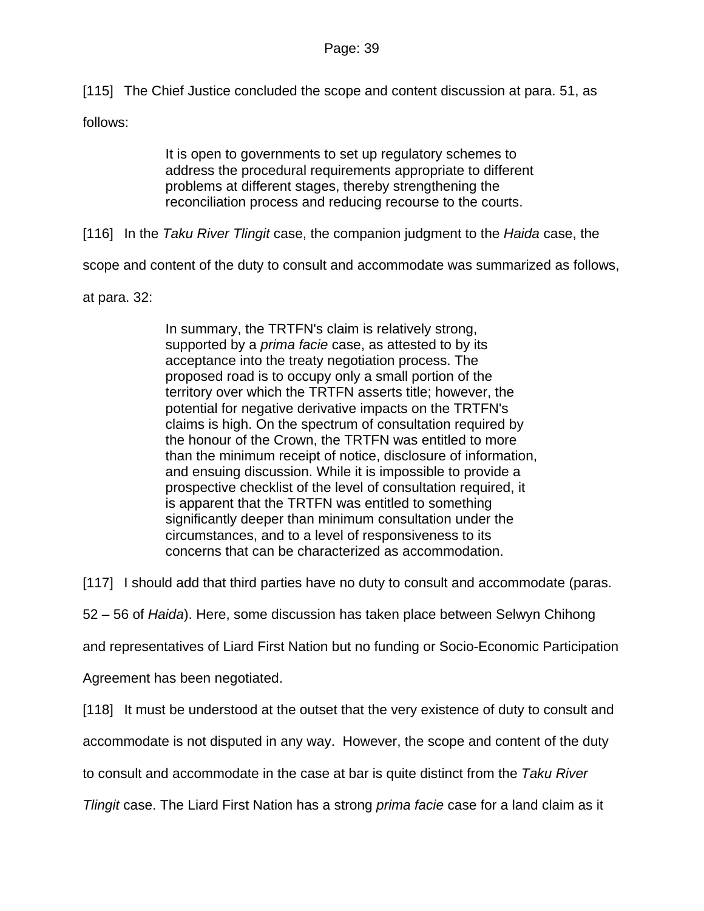[115] The Chief Justice concluded the scope and content discussion at para. 51, as follows:

> It is open to governments to set up regulatory schemes to address the procedural requirements appropriate to different problems at different stages, thereby strengthening the reconciliation process and reducing recourse to the courts.

[116] In the *Taku River Tlingit* case, the companion judgment to the *Haida* case, the scope and content of the duty to consult and accommodate was summarized as follows, at para. 32:

> In summary, the TRTFN's claim is relatively strong, supported by a *prima facie* case, as attested to by its acceptance into the treaty negotiation process. The proposed road is to occupy only a small portion of the territory over which the TRTFN asserts title; however, the potential for negative derivative impacts on the TRTFN's claims is high. On the spectrum of consultation required by the honour of the Crown, the TRTFN was entitled to more than the minimum receipt of notice, disclosure of information, and ensuing discussion. While it is impossible to provide a prospective checklist of the level of consultation required, it is apparent that the TRTFN was entitled to something significantly deeper than minimum consultation under the circumstances, and to a level of responsiveness to its concerns that can be characterized as accommodation.

[117] I should add that third parties have no duty to consult and accommodate (paras. 52 – 56 of *Haida*). Here, some discussion has taken place between Selwyn Chihong and representatives of Liard First Nation but no funding or Socio-Economic Participation Agreement has been negotiated.

[118] It must be understood at the outset that the very existence of duty to consult and accommodate is not disputed in any way. However, the scope and content of the duty to consult and accommodate in the case at bar is quite distinct from the *Taku River Tlingit* case. The Liard First Nation has a strong *prima facie* case for a land claim as it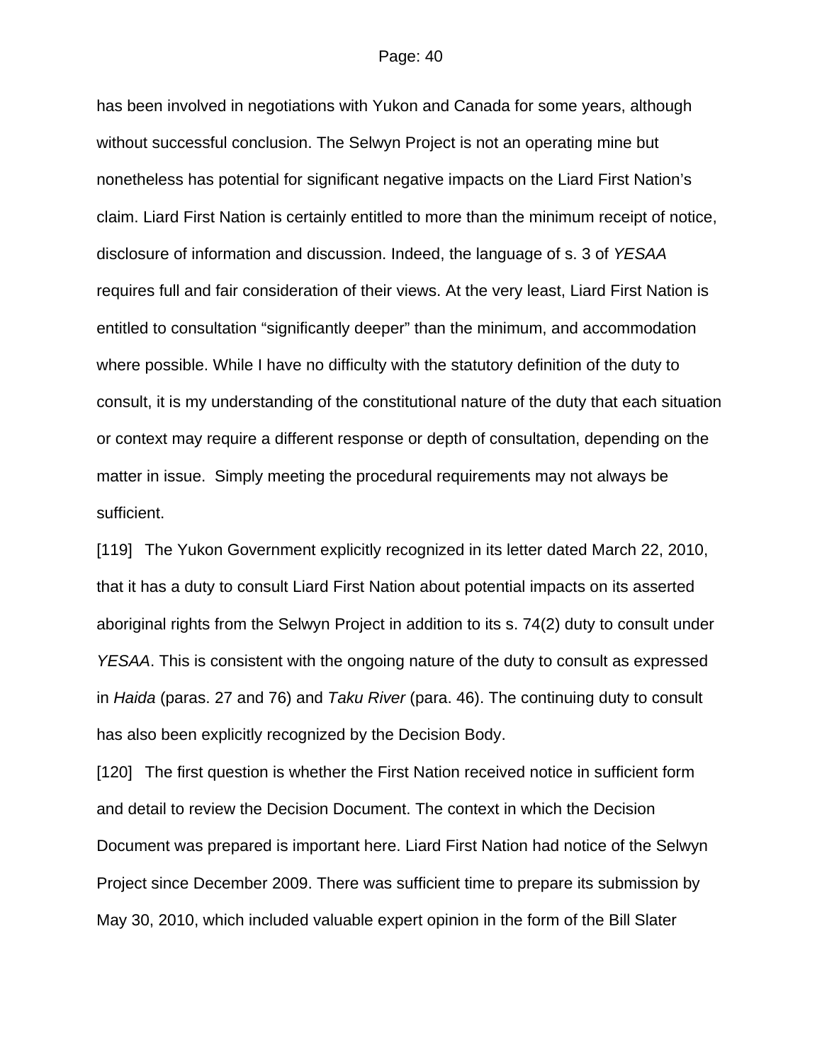has been involved in negotiations with Yukon and Canada for some years, although without successful conclusion. The Selwyn Project is not an operating mine but nonetheless has potential for significant negative impacts on the Liard First Nation's claim. Liard First Nation is certainly entitled to more than the minimum receipt of notice, disclosure of information and discussion. Indeed, the language of s. 3 of *YESAA* requires full and fair consideration of their views. At the very least, Liard First Nation is entitled to consultation "significantly deeper" than the minimum, and accommodation where possible. While I have no difficulty with the statutory definition of the duty to consult, it is my understanding of the constitutional nature of the duty that each situation or context may require a different response or depth of consultation, depending on the matter in issue. Simply meeting the procedural requirements may not always be sufficient.

[119] The Yukon Government explicitly recognized in its letter dated March 22, 2010, that it has a duty to consult Liard First Nation about potential impacts on its asserted aboriginal rights from the Selwyn Project in addition to its s. 74(2) duty to consult under *YESAA*. This is consistent with the ongoing nature of the duty to consult as expressed in *Haida* (paras. 27 and 76) and *Taku River* (para. 46). The continuing duty to consult has also been explicitly recognized by the Decision Body.

[120] The first question is whether the First Nation received notice in sufficient form and detail to review the Decision Document. The context in which the Decision Document was prepared is important here. Liard First Nation had notice of the Selwyn Project since December 2009. There was sufficient time to prepare its submission by May 30, 2010, which included valuable expert opinion in the form of the Bill Slater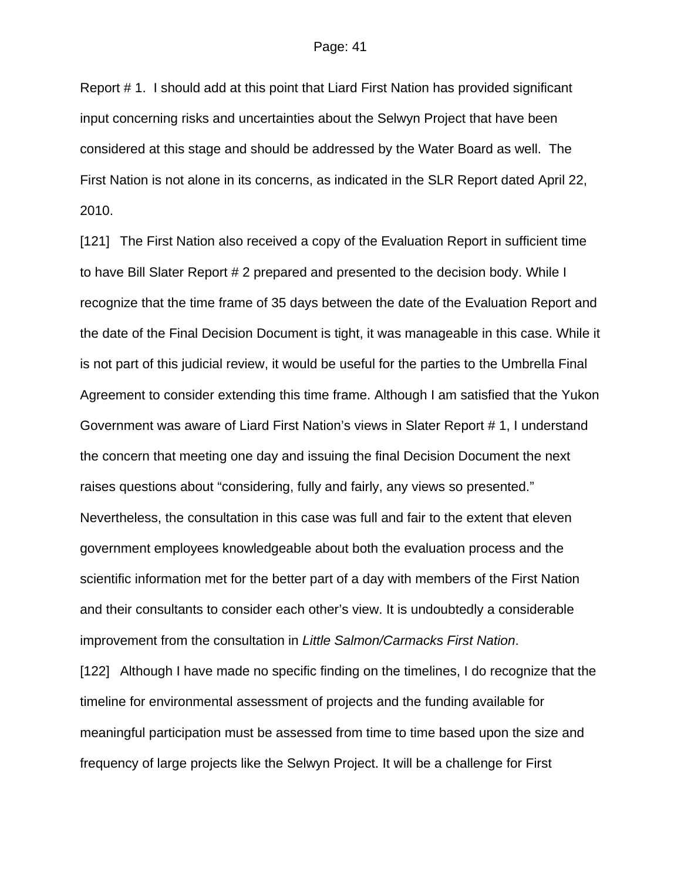Report # 1. I should add at this point that Liard First Nation has provided significant input concerning risks and uncertainties about the Selwyn Project that have been considered at this stage and should be addressed by the Water Board as well. The First Nation is not alone in its concerns, as indicated in the SLR Report dated April 22, 2010.

[121] The First Nation also received a copy of the Evaluation Report in sufficient time to have Bill Slater Report # 2 prepared and presented to the decision body. While I recognize that the time frame of 35 days between the date of the Evaluation Report and the date of the Final Decision Document is tight, it was manageable in this case. While it is not part of this judicial review, it would be useful for the parties to the Umbrella Final Agreement to consider extending this time frame. Although I am satisfied that the Yukon Government was aware of Liard First Nation's views in Slater Report # 1, I understand the concern that meeting one day and issuing the final Decision Document the next raises questions about "considering, fully and fairly, any views so presented." Nevertheless, the consultation in this case was full and fair to the extent that eleven government employees knowledgeable about both the evaluation process and the scientific information met for the better part of a day with members of the First Nation and their consultants to consider each other's view. It is undoubtedly a considerable improvement from the consultation in *Little Salmon/Carmacks First Nation*.

[122] Although I have made no specific finding on the timelines, I do recognize that the timeline for environmental assessment of projects and the funding available for meaningful participation must be assessed from time to time based upon the size and frequency of large projects like the Selwyn Project. It will be a challenge for First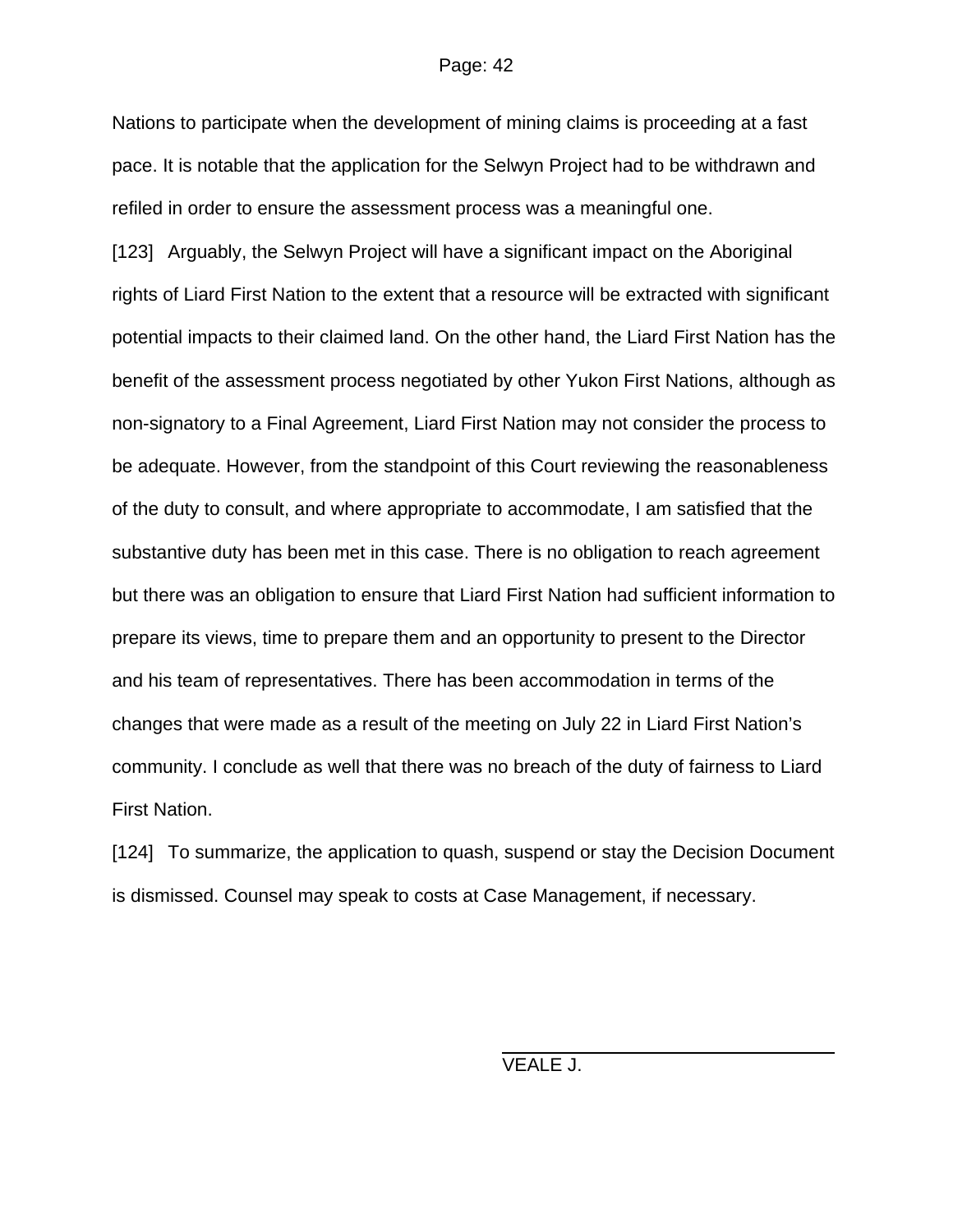Nations to participate when the development of mining claims is proceeding at a fast pace. It is notable that the application for the Selwyn Project had to be withdrawn and refiled in order to ensure the assessment process was a meaningful one.

[123] Arguably, the Selwyn Project will have a significant impact on the Aboriginal rights of Liard First Nation to the extent that a resource will be extracted with significant potential impacts to their claimed land. On the other hand, the Liard First Nation has the benefit of the assessment process negotiated by other Yukon First Nations, although as non-signatory to a Final Agreement, Liard First Nation may not consider the process to be adequate. However, from the standpoint of this Court reviewing the reasonableness of the duty to consult, and where appropriate to accommodate, I am satisfied that the substantive duty has been met in this case. There is no obligation to reach agreement but there was an obligation to ensure that Liard First Nation had sufficient information to prepare its views, time to prepare them and an opportunity to present to the Director and his team of representatives. There has been accommodation in terms of the changes that were made as a result of the meeting on July 22 in Liard First Nation's community. I conclude as well that there was no breach of the duty of fairness to Liard First Nation.

[124] To summarize, the application to quash, suspend or stay the Decision Document is dismissed. Counsel may speak to costs at Case Management, if necessary.

VEALE J.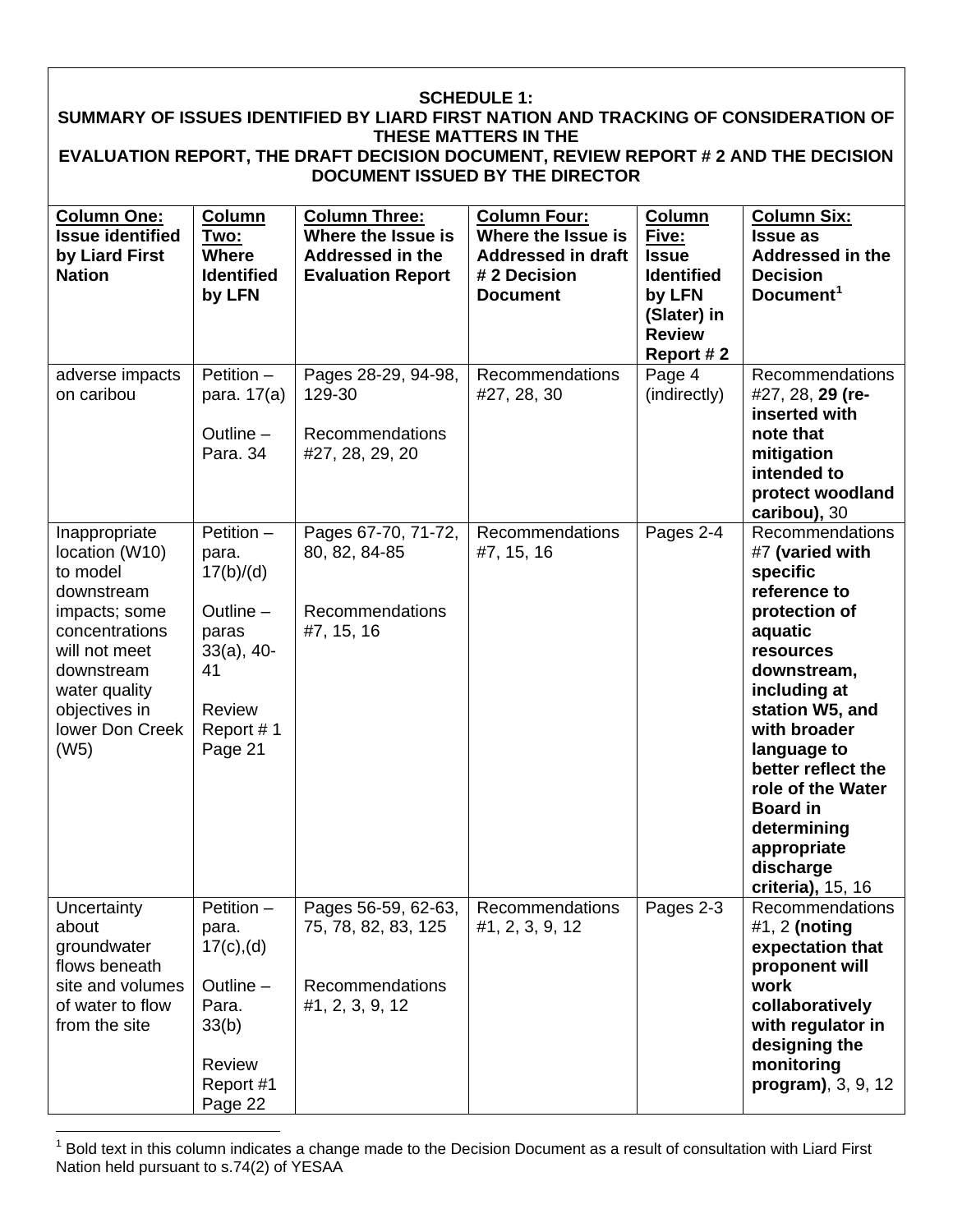**SCHEDULE 1:**
**SUMMARY OF ISSUES IDENTIFIED BY LIARD FIRST NATION AND TRACKING OF CONSIDERATION OF THESE MATTERS IN THE**
**EVALUATION REPORT, THE DRAFT DECISION DOCUMENT, REVIEW REPORT # 2 AND THE DECISION DOCUMENT ISSUED BY THE DIRECTOR**

| **Column One: Issue identified by Liard First Nation** | **Column Two: Where Identified by LFN** | **Column Three: Where the Issue is Addressed in the Evaluation Report** | **Column Four: Where the Issue is Addressed in draft # 2 Decision Document** | **Column Five: Issue Identified by LFN (Slater) in Review Report # 2** | **Column Six: Issue as Addressed in the Decision Document[1]** |
|---|---|---|---|---|---|
| adverse impacts on caribou | Petition – para. 17(a)<br><br>Outline – Para. 34 | Pages 28-29, 94-98, 129-30<br><br>Recommendations #27, 28, 29, 20 | Recommendations #27, 28, 30 | Page 4 (indirectly) | Recommendations #27, 28, **29 (re-inserted with note that mitigation intended to protect woodland caribou),** 30 |
| Inappropriate location (W10) to model downstream impacts; some concentrations will not meet downstream water quality objectives in lower Don Creek (W5) | Petition – para. 17(b)/(d)<br><br>Outline – paras 33(a), 40-41<br><br>Review Report # 1 Page 21 | Pages 67-70, 71-72, 80, 82, 84-85<br><br>Recommendations #7, 15, 16 | Recommendations #7, 15, 16 | Pages 2-4 | Recommendations #7 **(varied with specific reference to protection of aquatic resources downstream, including at station W5, and with broader language to better reflect the role of the Water Board in determining appropriate discharge criteria),** 15, 16 |
| Uncertainty about groundwater flows beneath site and volumes of water to flow from the site | Petition – para. 17(c),(d)<br><br>Outline – Para. 33(b)<br><br>Review Report #1 Page 22 | Pages 56-59, 62-63, 75, 78, 82, 83, 125<br><br>Recommendations #1, 2, 3, 9, 12 | Recommendations #1, 2, 3, 9, 12 | Pages 2-3 | Recommendations #1, 2 **(noting expectation that proponent will work collaboratively with regulator in designing the monitoring program)**, 3, 9, 12 |

[1] Bold text in this column indicates a change made to the Decision Document as a result of consultation with Liard First Nation held pursuant to s.74(2) of YESAA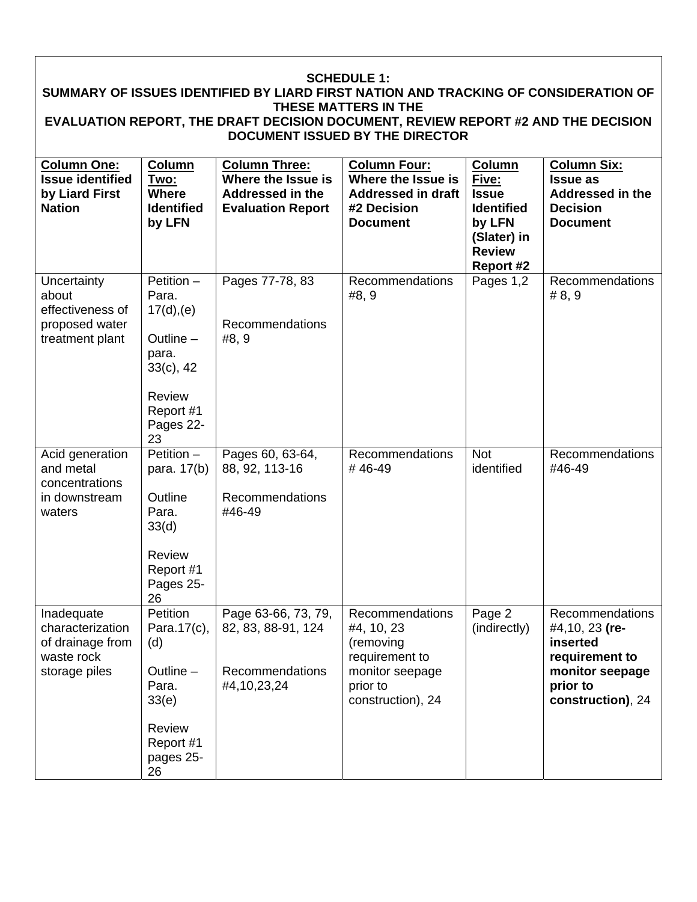**SCHEDULE 1:**
**SUMMARY OF ISSUES IDENTIFIED BY LIARD FIRST NATION AND TRACKING OF CONSIDERATION OF THESE MATTERS IN THE EVALUATION REPORT, THE DRAFT DECISION DOCUMENT, REVIEW REPORT #2 AND THE DECISION DOCUMENT ISSUED BY THE DIRECTOR**

| **Column One: Issue identified by Liard First Nation** | **Column Two: Where Identified by LFN** | **Column Three: Where the Issue is Addressed in the Evaluation Report** | **Column Four: Where the Issue is Addressed in draft #2 Decision Document** | **Column Five: Issue Identified by LFN (Slater) in Review Report #2** | **Column Six: Issue as Addressed in the Decision Document** |
|---|---|---|---|---|---|
| Uncertainty about effectiveness of proposed water treatment plant | Petition – Para. 17(d),(e)<br><br>Outline – para. 33(c), 42<br><br>Review Report #1 Pages 22-23 | Pages 77-78, 83<br><br>Recommendations #8, 9 | Recommendations #8, 9 | Pages 1,2 | Recommendations # 8, 9 |
| Acid generation and metal concentrations in downstream waters | Petition – para. 17(b)<br><br>Outline Para. 33(d)<br><br>Review Report #1 Pages 25-26 | Pages 60, 63-64, 88, 92, 113-16<br><br>Recommendations #46-49 | Recommendations # 46-49 | Not identified | Recommendations #46-49 |
| Inadequate characterization of drainage from waste rock storage piles | Petition Para.17(c), (d)<br><br>Outline – Para. 33(e)<br><br>Review Report #1 pages 25-26 | Page 63-66, 73, 79, 82, 83, 88-91, 124<br><br>Recommendations #4,10,23,24 | Recommendations #4, 10, 23 (removing requirement to monitor seepage prior to construction), 24 | Page 2 (indirectly) | Recommendations #4,10, 23 **(re-inserted requirement to monitor seepage prior to construction)**, 24 |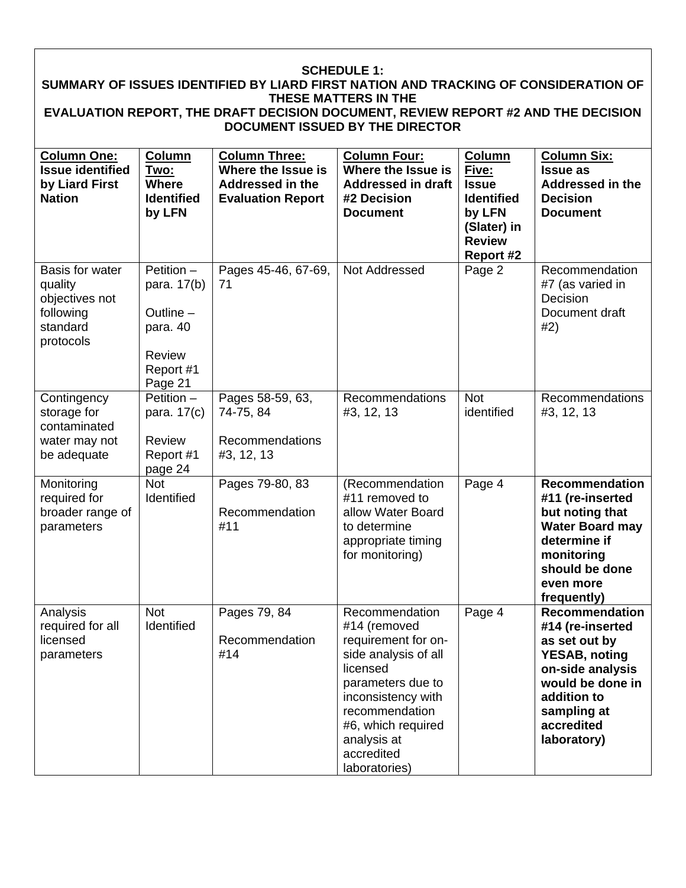**SCHEDULE 1:**
**SUMMARY OF ISSUES IDENTIFIED BY LIARD FIRST NATION AND TRACKING OF CONSIDERATION OF THESE MATTERS IN THE EVALUATION REPORT, THE DRAFT DECISION DOCUMENT, REVIEW REPORT #2 AND THE DECISION DOCUMENT ISSUED BY THE DIRECTOR**

| **Column One: Issue identified by Liard First Nation** | **Column Two: Where Identified by LFN** | **Column Three: Where the Issue is Addressed in the Evaluation Report** | **Column Four: Where the Issue is Addressed in draft #2 Decision Document** | **Column Five: Issue Identified by LFN (Slater) in Review Report #2** | **Column Six: Issue as Addressed in the Decision Document** |
|---|---|---|---|---|---|
| Basis for water quality objectives not following standard protocols | Petition – para. 17(b)<br><br>Outline – para. 40<br><br>Review Report #1 Page 21 | Pages 45-46, 67-69, 71 | Not Addressed | Page 2 | Recommendation #7 (as varied in Decision Document draft #2) |
| Contingency storage for contaminated water may not be adequate | Petition – para. 17(c)<br><br>Review Report #1 page 24 | Pages 58-59, 63, 74-75, 84<br><br>Recommendations #3, 12, 13 | Recommendations #3, 12, 13 | Not identified | Recommendations #3, 12, 13 |
| Monitoring required for broader range of parameters | Not Identified | Pages 79-80, 83<br><br>Recommendation #11 | (Recommendation #11 removed to allow Water Board to determine appropriate timing for monitoring) | Page 4 | **Recommendation #11 (re-inserted but noting that Water Board may determine if monitoring should be done even more frequently)** |
| Analysis required for all licensed parameters | Not Identified | Pages 79, 84<br><br>Recommendation #14 | Recommendation #14 (removed requirement for on-side analysis of all licensed parameters due to inconsistency with recommendation #6, which required analysis at accredited laboratories) | Page 4 | **Recommendation #14 (re-inserted as set out by YESAB, noting on-side analysis would be done in addition to sampling at accredited laboratory)** |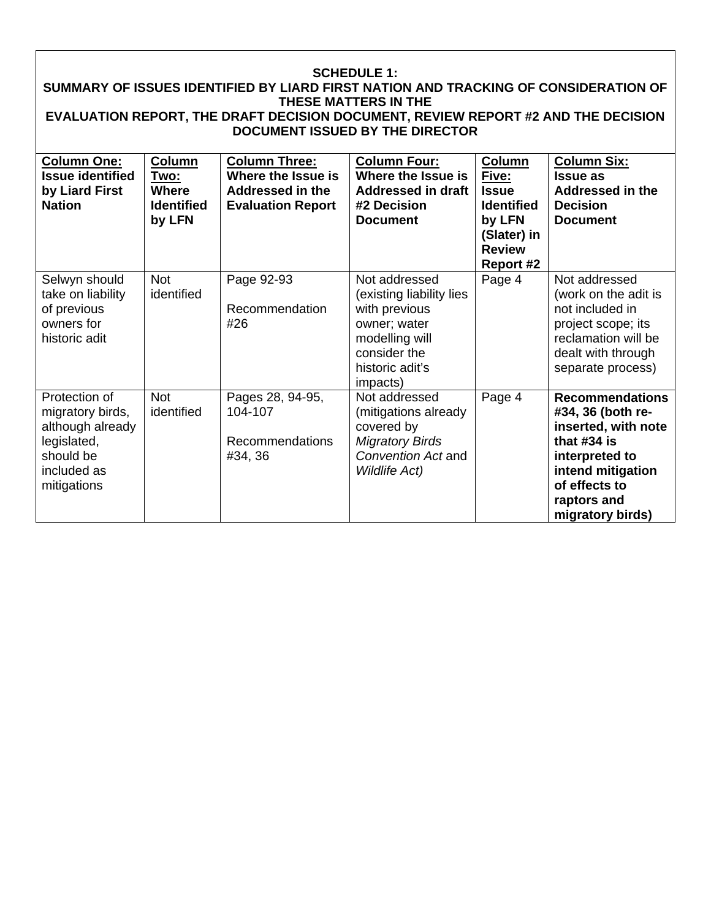**SCHEDULE 1:**
**SUMMARY OF ISSUES IDENTIFIED BY LIARD FIRST NATION AND TRACKING OF CONSIDERATION OF THESE MATTERS IN THE**
**EVALUATION REPORT, THE DRAFT DECISION DOCUMENT, REVIEW REPORT #2 AND THE DECISION DOCUMENT ISSUED BY THE DIRECTOR**

| **Column One: Issue identified by Liard First Nation** | **Column Two: Where Identified by LFN** | **Column Three: Where the Issue is Addressed in the Evaluation Report** | **Column Four: Where the Issue is Addressed in draft #2 Decision Document** | **Column Five: Issue Identified by LFN (Slater) in Review Report #2** | **Column Six: Issue as Addressed in the Decision Document** |
|---|---|---|---|---|---|
| Selwyn should take on liability of previous owners for historic adit | Not identified | Page 92-93<br><br>Recommendation #26 | Not addressed (existing liability lies with previous owner; water modelling will consider the historic adit's impacts) | Page 4 | Not addressed (work on the adit is not included in project scope; its reclamation will be dealt with through separate process) |
| Protection of migratory birds, although already legislated, should be included as mitigations | Not identified | Pages 28, 94-95, 104-107<br><br>Recommendations #34, 36 | Not addressed (mitigations already covered by *Migratory Birds Convention Act* and *Wildlife Act)* | Page 4 | **Recommendations #34, 36 (both re-inserted, with note that #34 is interpreted to intend mitigation of effects to raptors and migratory birds)** |